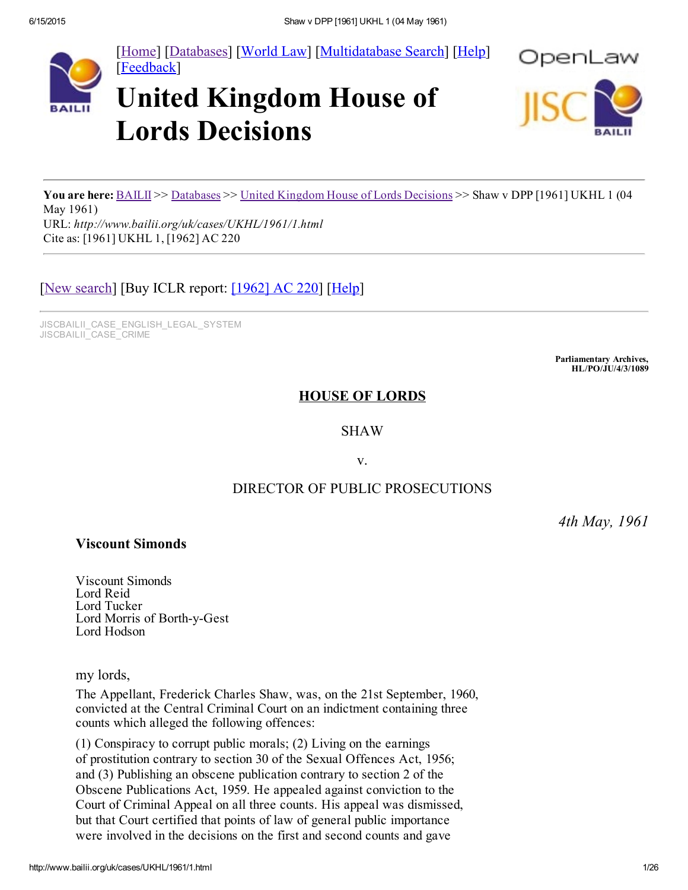[Home] [Databases] [World Law] [Multidatabase Search] [Help] [Feedback]

# United Kingdom House of Lords Decisions

**You are here:** BAILII >> Databases >> United Kingdom House of Lords Decisions >> Shaw v DPP [1961] UKHL 1 (04 May 1961)
URL: *http://www.bailii.org/uk/cases/UKHL/1961/1.html*
Cite as: [1961] UKHL 1, [1962] AC 220

[New search] [Buy ICLR report: [1962] AC 220] [Help]

JISCBAILII_CASE_ENGLISH_LEGAL_SYSTEM
JISCBAILII_CASE_CRIME

**Parliamentary Archives, HL/PO/JU/4/3/1089**

## HOUSE OF LORDS

SHAW

v.

DIRECTOR OF PUBLIC PROSECUTIONS

*4th May, 1961*

**Viscount Simonds**

Viscount Simonds
Lord Reid
Lord Tucker
Lord Morris of Borth-y-Gest
Lord Hodson

my lords,

The Appellant, Frederick Charles Shaw, was, on the 21st September, 1960, convicted at the Central Criminal Court on an indictment containing three counts which alleged the following offences:

(1) Conspiracy to corrupt public morals; (2) Living on the earnings of prostitution contrary to section 30 of the Sexual Offences Act, 1956; and (3) Publishing an obscene publication contrary to section 2 of the Obscene Publications Act, 1959. He appealed against conviction to the Court of Criminal Appeal on all three counts. His appeal was dismissed, but that Court certified that points of law of general public importance were involved in the decisions on the first and second counts and gave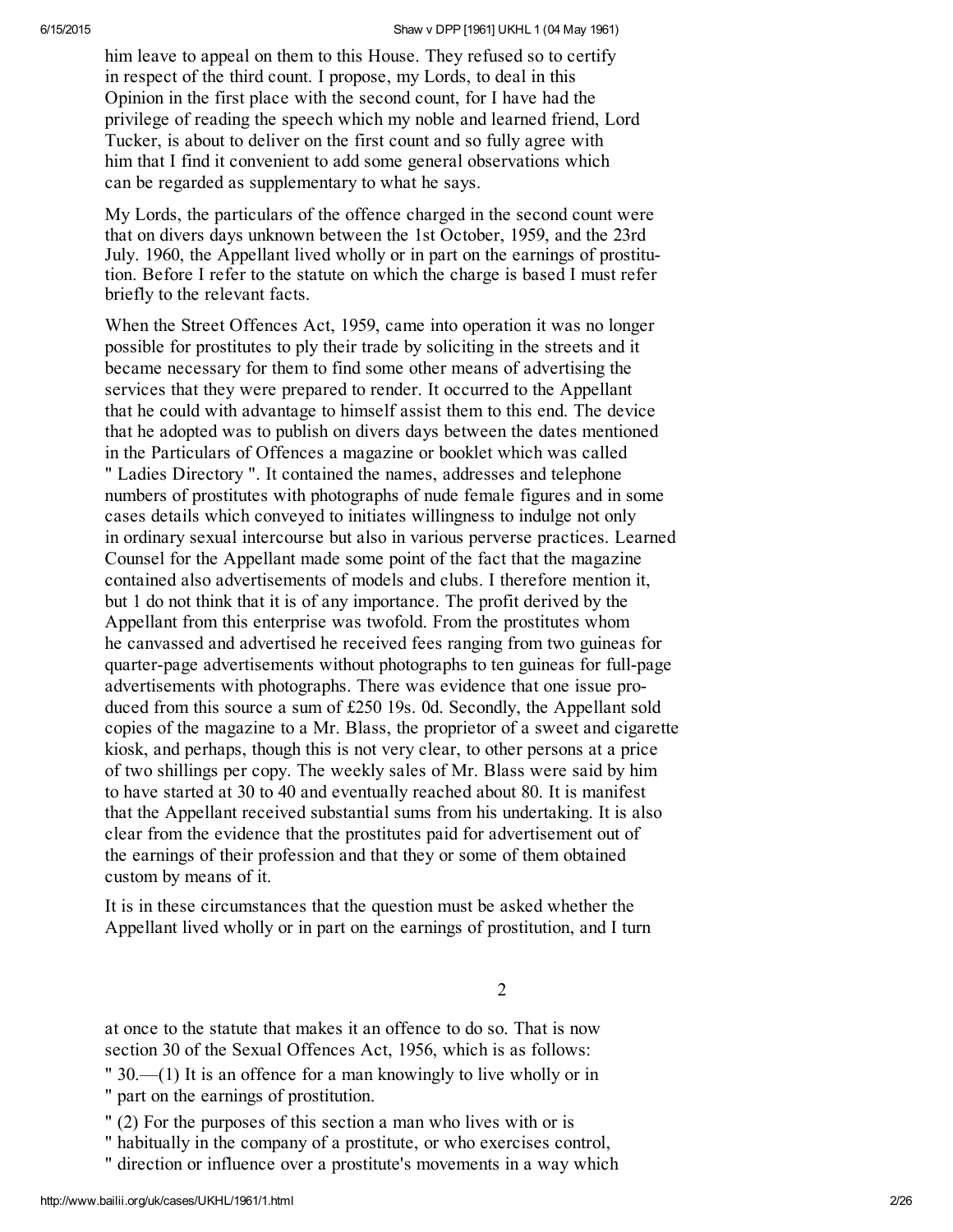him leave to appeal on them to this House. They refused so to certify in respect of the third count. I propose, my Lords, to deal in this Opinion in the first place with the second count, for I have had the privilege of reading the speech which my noble and learned friend, Lord Tucker, is about to deliver on the first count and so fully agree with him that I find it convenient to add some general observations which can be regarded as supplementary to what he says.

My Lords, the particulars of the offence charged in the second count were that on divers days unknown between the 1st October, 1959, and the 23rd July. 1960, the Appellant lived wholly or in part on the earnings of prostitution. Before I refer to the statute on which the charge is based I must refer briefly to the relevant facts.

When the Street Offences Act, 1959, came into operation it was no longer possible for prostitutes to ply their trade by soliciting in the streets and it became necessary for them to find some other means of advertising the services that they were prepared to render. It occurred to the Appellant that he could with advantage to himself assist them to this end. The device that he adopted was to publish on divers days between the dates mentioned in the Particulars of Offences a magazine or booklet which was called " Ladies Directory ". It contained the names, addresses and telephone numbers of prostitutes with photographs of nude female figures and in some cases details which conveyed to initiates willingness to indulge not only in ordinary sexual intercourse but also in various perverse practices. Learned Counsel for the Appellant made some point of the fact that the magazine contained also advertisements of models and clubs. I therefore mention it, but 1 do not think that it is of any importance. The profit derived by the Appellant from this enterprise was twofold. From the prostitutes whom he canvassed and advertised he received fees ranging from two guineas for quarter-page advertisements without photographs to ten guineas for full-page advertisements with photographs. There was evidence that one issue produced from this source a sum of £250 19s. 0d. Secondly, the Appellant sold copies of the magazine to a Mr. Blass, the proprietor of a sweet and cigarette kiosk, and perhaps, though this is not very clear, to other persons at a price of two shillings per copy. The weekly sales of Mr. Blass were said by him to have started at 30 to 40 and eventually reached about 80. It is manifest that the Appellant received substantial sums from his undertaking. It is also clear from the evidence that the prostitutes paid for advertisement out of the earnings of their profession and that they or some of them obtained custom by means of it.

It is in these circumstances that the question must be asked whether the Appellant lived wholly or in part on the earnings of prostitution, and I turn at once to the statute that makes it an offence to do so. That is now section 30 of the Sexual Offences Act, 1956, which is as follows:

" 30.—(1) It is an offence for a man knowingly to live wholly or in " part on the earnings of prostitution.

" (2) For the purposes of this section a man who lives with or is " habitually in the company of a prostitute, or who exercises control, " direction or influence over a prostitute's movements in a way which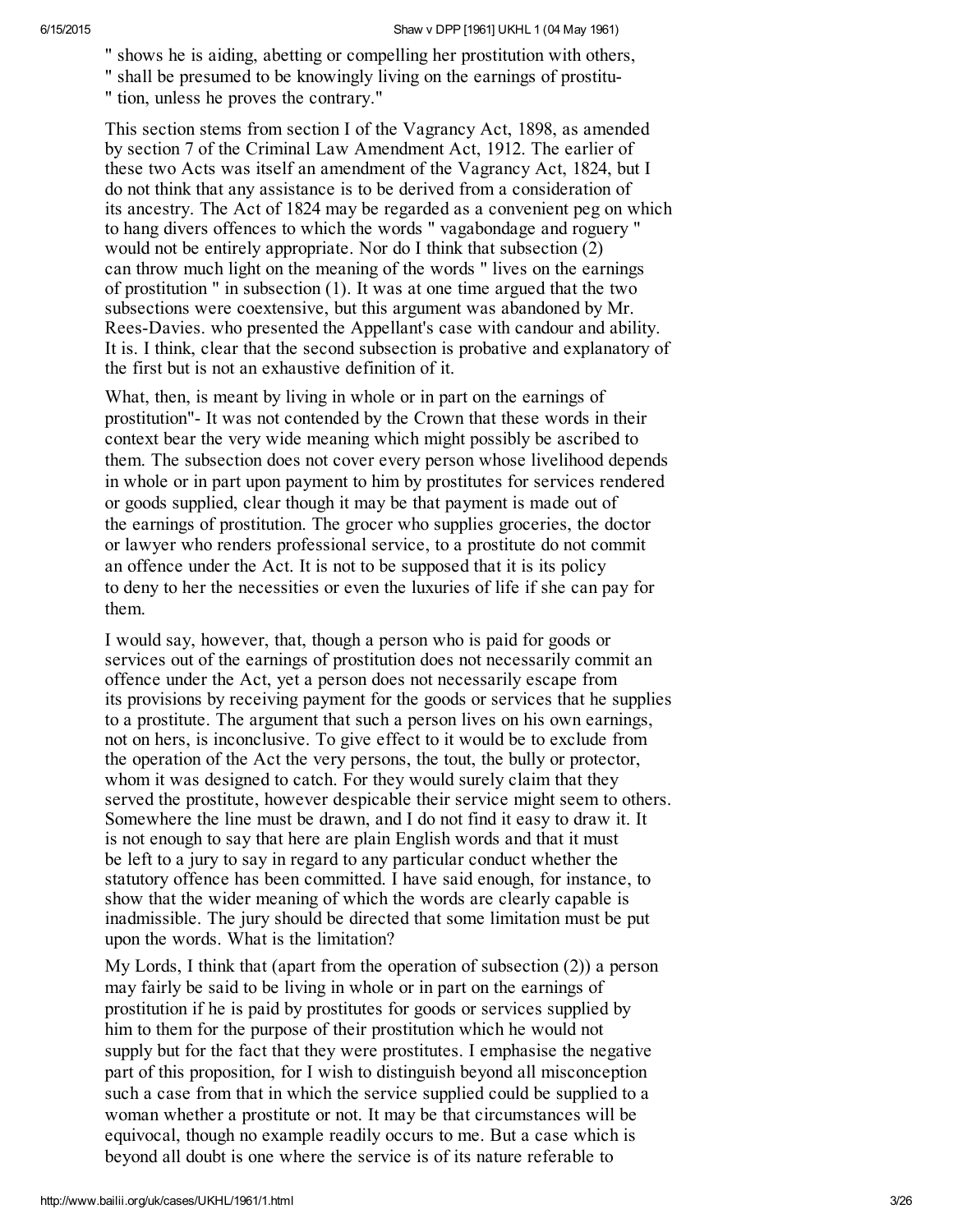" shows he is aiding, abetting or compelling her prostitution with others,
" shall be presumed to be knowingly living on the earnings of prostitu-
" tion, unless he proves the contrary."

This section stems from section I of the Vagrancy Act, 1898, as amended by section 7 of the Criminal Law Amendment Act, 1912. The earlier of these two Acts was itself an amendment of the Vagrancy Act, 1824, but I do not think that any assistance is to be derived from a consideration of its ancestry. The Act of 1824 may be regarded as a convenient peg on which to hang divers offences to which the words " vagabondage and roguery " would not be entirely appropriate. Nor do I think that subsection (2) can throw much light on the meaning of the words " lives on the earnings of prostitution " in subsection (1). It was at one time argued that the two subsections were coextensive, but this argument was abandoned by Mr. Rees-Davies. who presented the Appellant's case with candour and ability. It is. I think, clear that the second subsection is probative and explanatory of the first but is not an exhaustive definition of it.

What, then, is meant by living in whole or in part on the earnings of prostitution"- It was not contended by the Crown that these words in their context bear the very wide meaning which might possibly be ascribed to them. The subsection does not cover every person whose livelihood depends in whole or in part upon payment to him by prostitutes for services rendered or goods supplied, clear though it may be that payment is made out of the earnings of prostitution. The grocer who supplies groceries, the doctor or lawyer who renders professional service, to a prostitute do not commit an offence under the Act. It is not to be supposed that it is its policy to deny to her the necessities or even the luxuries of life if she can pay for them.

I would say, however, that, though a person who is paid for goods or services out of the earnings of prostitution does not necessarily commit an offence under the Act, yet a person does not necessarily escape from its provisions by receiving payment for the goods or services that he supplies to a prostitute. The argument that such a person lives on his own earnings, not on hers, is inconclusive. To give effect to it would be to exclude from the operation of the Act the very persons, the tout, the bully or protector, whom it was designed to catch. For they would surely claim that they served the prostitute, however despicable their service might seem to others. Somewhere the line must be drawn, and I do not find it easy to draw it. It is not enough to say that here are plain English words and that it must be left to a jury to say in regard to any particular conduct whether the statutory offence has been committed. I have said enough, for instance, to show that the wider meaning of which the words are clearly capable is inadmissible. The jury should be directed that some limitation must be put upon the words. What is the limitation?

My Lords, I think that (apart from the operation of subsection (2)) a person may fairly be said to be living in whole or in part on the earnings of prostitution if he is paid by prostitutes for goods or services supplied by him to them for the purpose of their prostitution which he would not supply but for the fact that they were prostitutes. I emphasise the negative part of this proposition, for I wish to distinguish beyond all misconception such a case from that in which the service supplied could be supplied to a woman whether a prostitute or not. It may be that circumstances will be equivocal, though no example readily occurs to me. But a case which is beyond all doubt is one where the service is of its nature referable to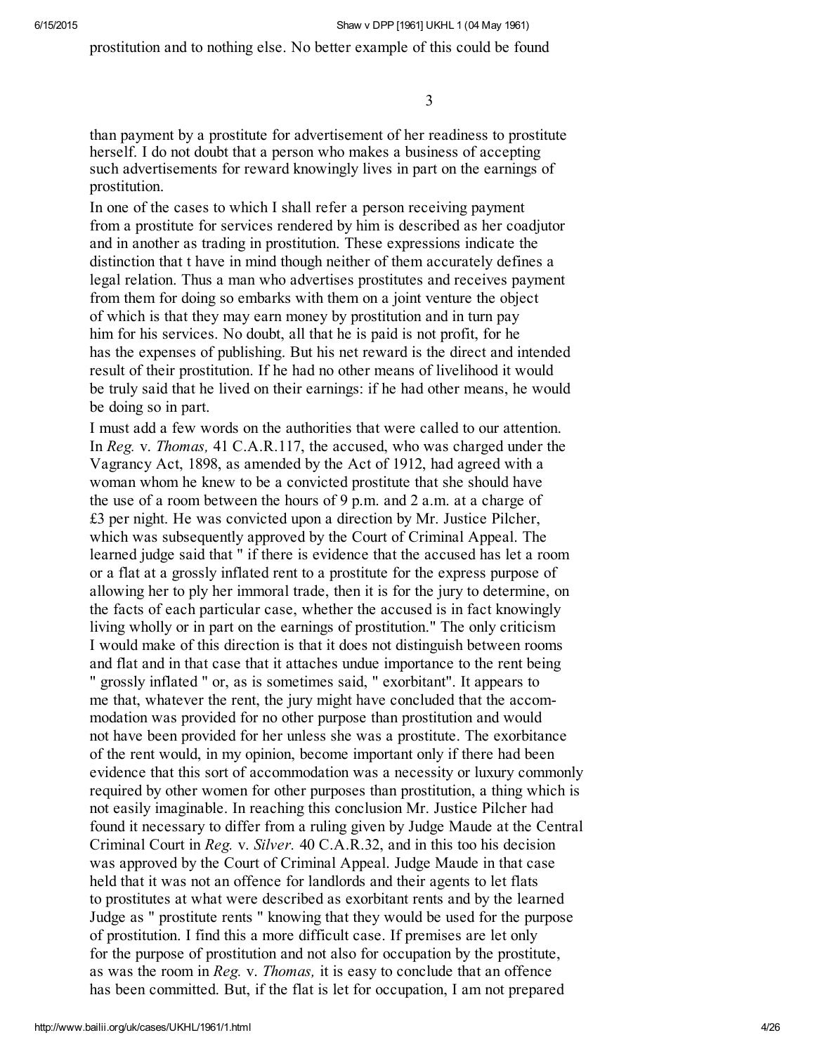prostitution and to nothing else. No better example of this could be found

3

than payment by a prostitute for advertisement of her readiness to prostitute herself. I do not doubt that a person who makes a business of accepting such advertisements for reward knowingly lives in part on the earnings of prostitution.

In one of the cases to which I shall refer a person receiving payment from a prostitute for services rendered by him is described as her coadjutor and in another as trading in prostitution. These expressions indicate the distinction that t have in mind though neither of them accurately defines a legal relation. Thus a man who advertises prostitutes and receives payment from them for doing so embarks with them on a joint venture the object of which is that they may earn money by prostitution and in turn pay him for his services. No doubt, all that he is paid is not profit, for he has the expenses of publishing. But his net reward is the direct and intended result of their prostitution. If he had no other means of livelihood it would be truly said that he lived on their earnings: if he had other means, he would be doing so in part.

I must add a few words on the authorities that were called to our attention. In *Reg.* v. *Thomas,* 41 C.A.R.117, the accused, who was charged under the Vagrancy Act, 1898, as amended by the Act of 1912, had agreed with a woman whom he knew to be a convicted prostitute that she should have the use of a room between the hours of 9 p.m. and 2 a.m. at a charge of £3 per night. He was convicted upon a direction by Mr. Justice Pilcher, which was subsequently approved by the Court of Criminal Appeal. The learned judge said that " if there is evidence that the accused has let a room or a flat at a grossly inflated rent to a prostitute for the express purpose of allowing her to ply her immoral trade, then it is for the jury to determine, on the facts of each particular case, whether the accused is in fact knowingly living wholly or in part on the earnings of prostitution." The only criticism I would make of this direction is that it does not distinguish between rooms and flat and in that case that it attaches undue importance to the rent being " grossly inflated " or, as is sometimes said, " exorbitant". It appears to me that, whatever the rent, the jury might have concluded that the accommodation was provided for no other purpose than prostitution and would not have been provided for her unless she was a prostitute. The exorbitance of the rent would, in my opinion, become important only if there had been evidence that this sort of accommodation was a necessity or luxury commonly required by other women for other purposes than prostitution, a thing which is not easily imaginable. In reaching this conclusion Mr. Justice Pilcher had found it necessary to differ from a ruling given by Judge Maude at the Central Criminal Court in *Reg.* v. *Silver.* 40 C.A.R.32, and in this too his decision was approved by the Court of Criminal Appeal. Judge Maude in that case held that it was not an offence for landlords and their agents to let flats to prostitutes at what were described as exorbitant rents and by the learned Judge as " prostitute rents " knowing that they would be used for the purpose of prostitution. I find this a more difficult case. If premises are let only for the purpose of prostitution and not also for occupation by the prostitute, as was the room in *Reg.* v. *Thomas,* it is easy to conclude that an offence has been committed. But, if the flat is let for occupation, I am not prepared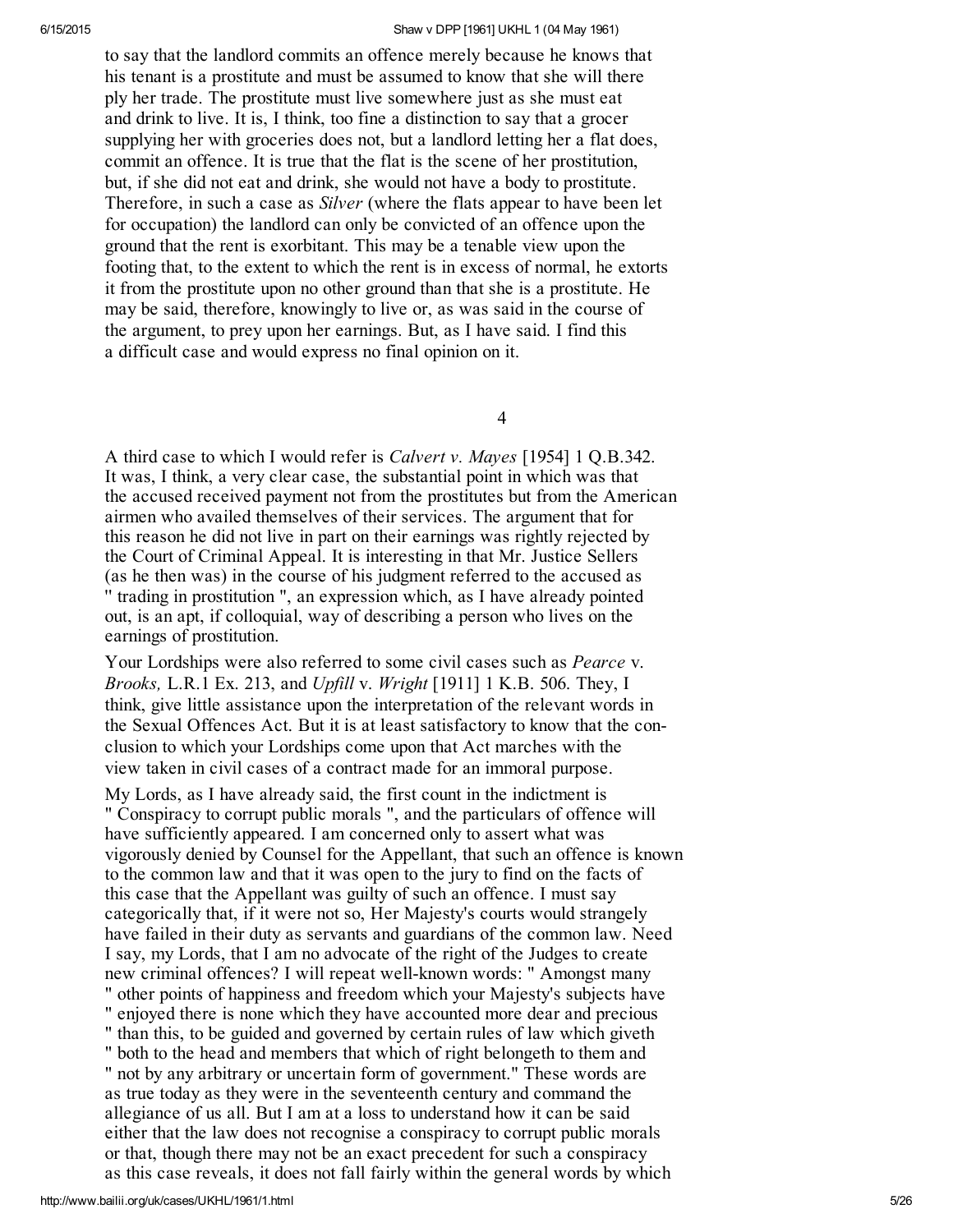to say that the landlord commits an offence merely because he knows that his tenant is a prostitute and must be assumed to know that she will there ply her trade. The prostitute must live somewhere just as she must eat and drink to live. It is, I think, too fine a distinction to say that a grocer supplying her with groceries does not, but a landlord letting her a flat does, commit an offence. It is true that the flat is the scene of her prostitution, but, if she did not eat and drink, she would not have a body to prostitute. Therefore, in such a case as *Silver* (where the flats appear to have been let for occupation) the landlord can only be convicted of an offence upon the ground that the rent is exorbitant. This may be a tenable view upon the footing that, to the extent to which the rent is in excess of normal, he extorts it from the prostitute upon no other ground than that she is a prostitute. He may be said, therefore, knowingly to live or, as was said in the course of the argument, to prey upon her earnings. But, as I have said. I find this a difficult case and would express no final opinion on it.

4

A third case to which I would refer is *Calvert v. Mayes* [1954] 1 Q.B.342. It was, I think, a very clear case, the substantial point in which was that the accused received payment not from the prostitutes but from the American airmen who availed themselves of their services. The argument that for this reason he did not live in part on their earnings was rightly rejected by the Court of Criminal Appeal. It is interesting in that Mr. Justice Sellers (as he then was) in the course of his judgment referred to the accused as " trading in prostitution ", an expression which, as I have already pointed out, is an apt, if colloquial, way of describing a person who lives on the earnings of prostitution.

Your Lordships were also referred to some civil cases such as *Pearce* v. *Brooks,* L.R.1 Ex. 213, and *Upfill* v. *Wright* [1911] 1 K.B. 506. They, I think, give little assistance upon the interpretation of the relevant words in the Sexual Offences Act. But it is at least satisfactory to know that the conclusion to which your Lordships come upon that Act marches with the view taken in civil cases of a contract made for an immoral purpose.

My Lords, as I have already said, the first count in the indictment is " Conspiracy to corrupt public morals ", and the particulars of offence will have sufficiently appeared. I am concerned only to assert what was vigorously denied by Counsel for the Appellant, that such an offence is known to the common law and that it was open to the jury to find on the facts of this case that the Appellant was guilty of such an offence. I must say categorically that, if it were not so, Her Majesty's courts would strangely have failed in their duty as servants and guardians of the common law. Need I say, my Lords, that I am no advocate of the right of the Judges to create new criminal offences? I will repeat well-known words: " Amongst many " other points of happiness and freedom which your Majesty's subjects have " enjoyed there is none which they have accounted more dear and precious " than this, to be guided and governed by certain rules of law which giveth " both to the head and members that which of right belongeth to them and " not by any arbitrary or uncertain form of government." These words are as true today as they were in the seventeenth century and command the allegiance of us all. But I am at a loss to understand how it can be said either that the law does not recognise a conspiracy to corrupt public morals or that, though there may not be an exact precedent for such a conspiracy as this case reveals, it does not fall fairly within the general words by which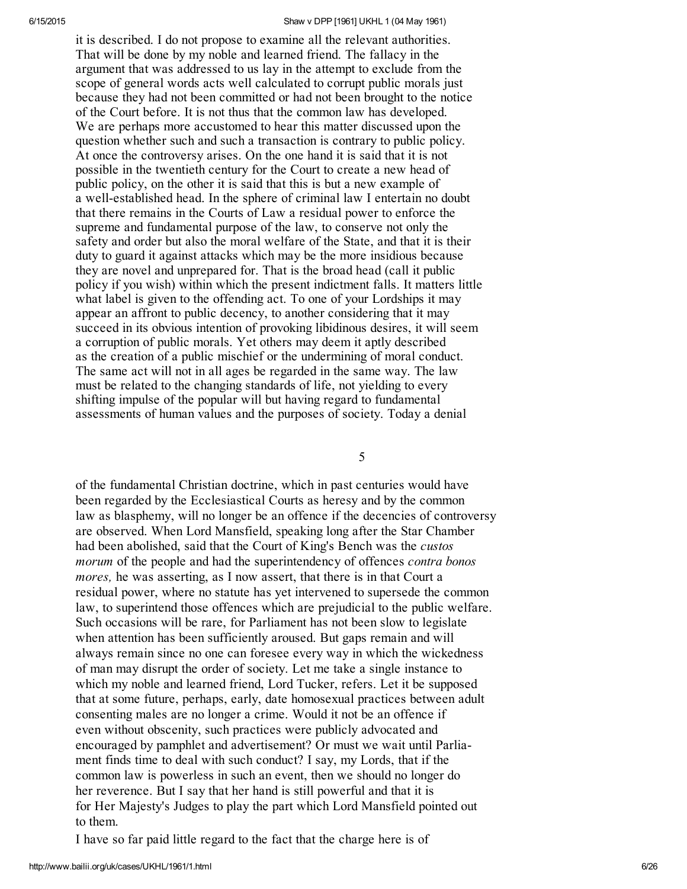it is described. I do not propose to examine all the relevant authorities. That will be done by my noble and learned friend. The fallacy in the argument that was addressed to us lay in the attempt to exclude from the scope of general words acts well calculated to corrupt public morals just because they had not been committed or had not been brought to the notice of the Court before. It is not thus that the common law has developed. We are perhaps more accustomed to hear this matter discussed upon the question whether such and such a transaction is contrary to public policy. At once the controversy arises. On the one hand it is said that it is not possible in the twentieth century for the Court to create a new head of public policy, on the other it is said that this is but a new example of a well-established head. In the sphere of criminal law I entertain no doubt that there remains in the Courts of Law a residual power to enforce the supreme and fundamental purpose of the law, to conserve not only the safety and order but also the moral welfare of the State, and that it is their duty to guard it against attacks which may be the more insidious because they are novel and unprepared for. That is the broad head (call it public policy if you wish) within which the present indictment falls. It matters little what label is given to the offending act. To one of your Lordships it may appear an affront to public decency, to another considering that it may succeed in its obvious intention of provoking libidinous desires, it will seem a corruption of public morals. Yet others may deem it aptly described as the creation of a public mischief or the undermining of moral conduct. The same act will not in all ages be regarded in the same way. The law must be related to the changing standards of life, not yielding to every shifting impulse of the popular will but having regard to fundamental assessments of human values and the purposes of society. Today a denial of the fundamental Christian doctrine, which in past centuries would have been regarded by the Ecclesiastical Courts as heresy and by the common law as blasphemy, will no longer be an offence if the decencies of controversy are observed. When Lord Mansfield, speaking long after the Star Chamber had been abolished, said that the Court of King's Bench was the *custos morum* of the people and had the superintendency of offences *contra bonos mores,* he was asserting, as I now assert, that there is in that Court a residual power, where no statute has yet intervened to supersede the common law, to superintend those offences which are prejudicial to the public welfare. Such occasions will be rare, for Parliament has not been slow to legislate when attention has been sufficiently aroused. But gaps remain and will always remain since no one can foresee every way in which the wickedness of man may disrupt the order of society. Let me take a single instance to which my noble and learned friend, Lord Tucker, refers. Let it be supposed that at some future, perhaps, early, date homosexual practices between adult consenting males are no longer a crime. Would it not be an offence if even without obscenity, such practices were publicly advocated and encouraged by pamphlet and advertisement? Or must we wait until Parliament finds time to deal with such conduct? I say, my Lords, that if the common law is powerless in such an event, then we should no longer do her reverence. But I say that her hand is still powerful and that it is for Her Majesty's Judges to play the part which Lord Mansfield pointed out to them.

I have so far paid little regard to the fact that the charge here is of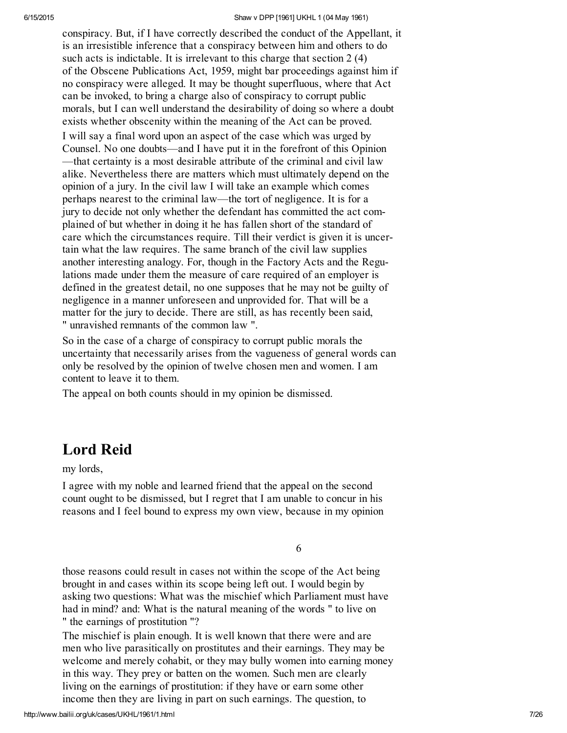conspiracy. But, if I have correctly described the conduct of the Appellant, it is an irresistible inference that a conspiracy between him and others to do such acts is indictable. It is irrelevant to this charge that section 2 (4) of the Obscene Publications Act, 1959, might bar proceedings against him if no conspiracy were alleged. It may be thought superfluous, where that Act can be invoked, to bring a charge also of conspiracy to corrupt public morals, but I can well understand the desirability of doing so where a doubt exists whether obscenity within the meaning of the Act can be proved.

I will say a final word upon an aspect of the case which was urged by Counsel. No one doubts—and I have put it in the forefront of this Opinion—that certainty is a most desirable attribute of the criminal and civil law alike. Nevertheless there are matters which must ultimately depend on the opinion of a jury. In the civil law I will take an example which comes perhaps nearest to the criminal law—the tort of negligence. It is for a jury to decide not only whether the defendant has committed the act complained of but whether in doing it he has fallen short of the standard of care which the circumstances require. Till their verdict is given it is uncertain what the law requires. The same branch of the civil law supplies another interesting analogy. For, though in the Factory Acts and the Regulations made under them the measure of care required of an employer is defined in the greatest detail, no one supposes that he may not be guilty of negligence in a manner unforeseen and unprovided for. That will be a matter for the jury to decide. There are still, as has recently been said, " unravished remnants of the common law ".

So in the case of a charge of conspiracy to corrupt public morals the uncertainty that necessarily arises from the vagueness of general words can only be resolved by the opinion of twelve chosen men and women. I am content to leave it to them.

The appeal on both counts should in my opinion be dismissed.

# Lord Reid

my lords,

I agree with my noble and learned friend that the appeal on the second count ought to be dismissed, but I regret that I am unable to concur in his reasons and I feel bound to express my own view, because in my opinion

those reasons could result in cases not within the scope of the Act being brought in and cases within its scope being left out. I would begin by asking two questions: What was the mischief which Parliament must have had in mind? and: What is the natural meaning of the words " to live on " the earnings of prostitution "?

The mischief is plain enough. It is well known that there were and are men who live parasitically on prostitutes and their earnings. They may be welcome and merely cohabit, or they may bully women into earning money in this way. They prey or batten on the women. Such men are clearly living on the earnings of prostitution: if they have or earn some other income then they are living in part on such earnings. The question, to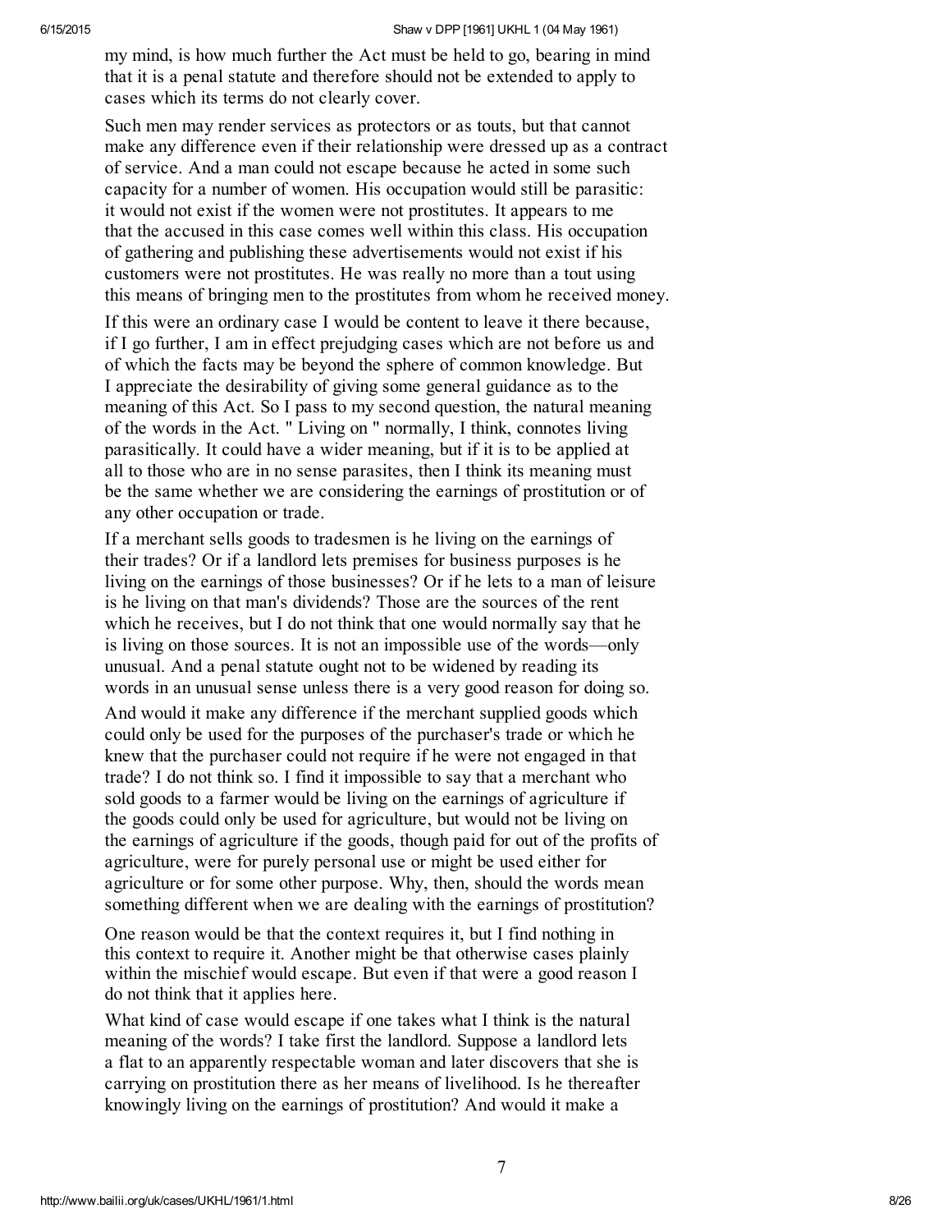my mind, is how much further the Act must be held to go, bearing in mind that it is a penal statute and therefore should not be extended to apply to cases which its terms do not clearly cover.

Such men may render services as protectors or as touts, but that cannot make any difference even if their relationship were dressed up as a contract of service. And a man could not escape because he acted in some such capacity for a number of women. His occupation would still be parasitic: it would not exist if the women were not prostitutes. It appears to me that the accused in this case comes well within this class. His occupation of gathering and publishing these advertisements would not exist if his customers were not prostitutes. He was really no more than a tout using this means of bringing men to the prostitutes from whom he received money.

If this were an ordinary case I would be content to leave it there because, if I go further, I am in effect prejudging cases which are not before us and of which the facts may be beyond the sphere of common knowledge. But I appreciate the desirability of giving some general guidance as to the meaning of this Act. So I pass to my second question, the natural meaning of the words in the Act. " Living on " normally, I think, connotes living parasitically. It could have a wider meaning, but if it is to be applied at all to those who are in no sense parasites, then I think its meaning must be the same whether we are considering the earnings of prostitution or of any other occupation or trade.

If a merchant sells goods to tradesmen is he living on the earnings of their trades? Or if a landlord lets premises for business purposes is he living on the earnings of those businesses? Or if he lets to a man of leisure is he living on that man's dividends? Those are the sources of the rent which he receives, but I do not think that one would normally say that he is living on those sources. It is not an impossible use of the words—only unusual. And a penal statute ought not to be widened by reading its words in an unusual sense unless there is a very good reason for doing so.

And would it make any difference if the merchant supplied goods which could only be used for the purposes of the purchaser's trade or which he knew that the purchaser could not require if he were not engaged in that trade? I do not think so. I find it impossible to say that a merchant who sold goods to a farmer would be living on the earnings of agriculture if the goods could only be used for agriculture, but would not be living on the earnings of agriculture if the goods, though paid for out of the profits of agriculture, were for purely personal use or might be used either for agriculture or for some other purpose. Why, then, should the words mean something different when we are dealing with the earnings of prostitution?

One reason would be that the context requires it, but I find nothing in this context to require it. Another might be that otherwise cases plainly within the mischief would escape. But even if that were a good reason I do not think that it applies here.

What kind of case would escape if one takes what I think is the natural meaning of the words? I take first the landlord. Suppose a landlord lets a flat to an apparently respectable woman and later discovers that she is carrying on prostitution there as her means of livelihood. Is he thereafter knowingly living on the earnings of prostitution? And would it make a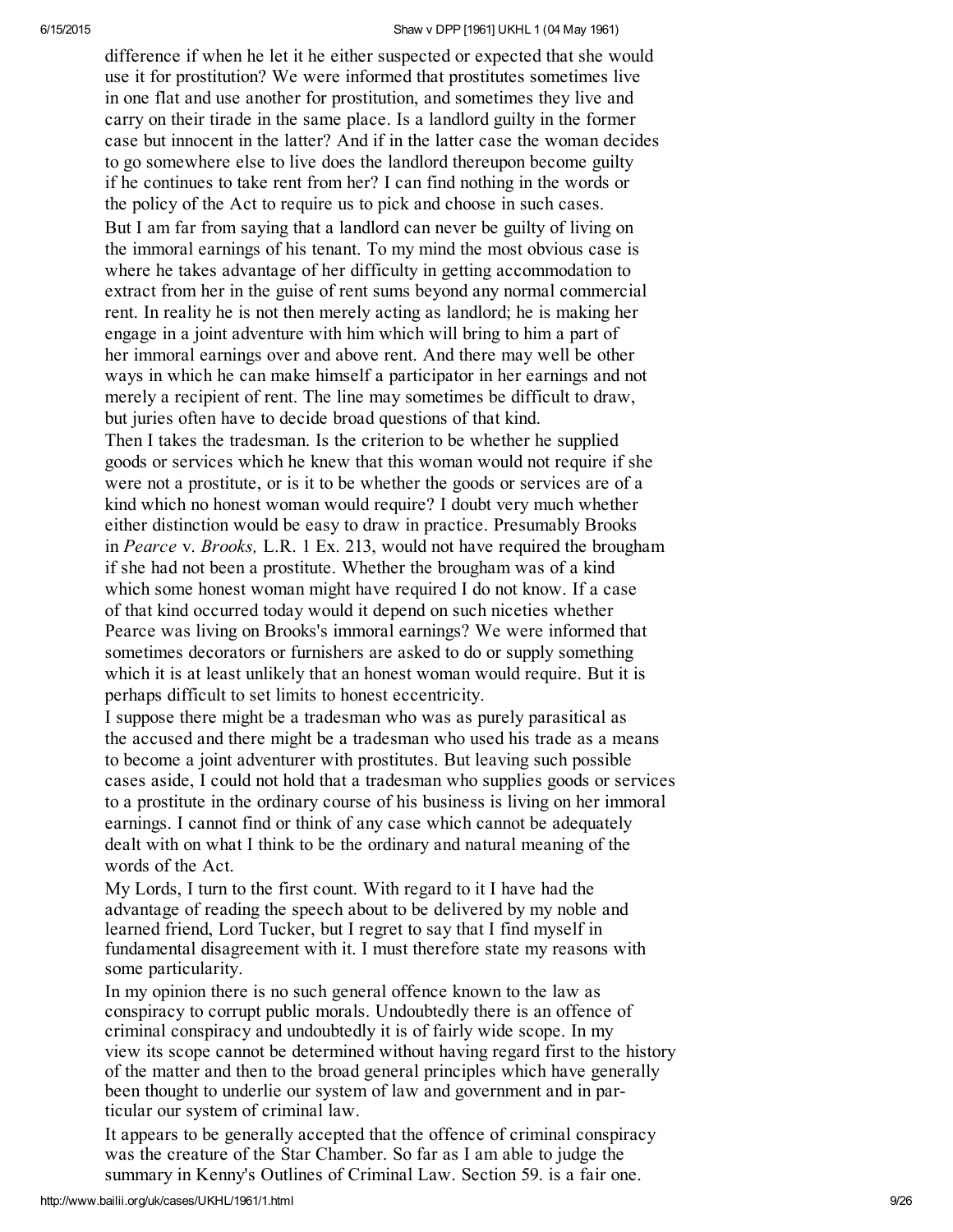difference if when he let it he either suspected or expected that she would use it for prostitution? We were informed that prostitutes sometimes live in one flat and use another for prostitution, and sometimes they live and carry on their tirade in the same place. Is a landlord guilty in the former case but innocent in the latter? And if in the latter case the woman decides to go somewhere else to live does the landlord thereupon become guilty if he continues to take rent from her? I can find nothing in the words or the policy of the Act to require us to pick and choose in such cases.

But I am far from saying that a landlord can never be guilty of living on the immoral earnings of his tenant. To my mind the most obvious case is where he takes advantage of her difficulty in getting accommodation to extract from her in the guise of rent sums beyond any normal commercial rent. In reality he is not then merely acting as landlord; he is making her engage in a joint adventure with him which will bring to him a part of her immoral earnings over and above rent. And there may well be other ways in which he can make himself a participator in her earnings and not merely a recipient of rent. The line may sometimes be difficult to draw, but juries often have to decide broad questions of that kind.

Then I takes the tradesman. Is the criterion to be whether he supplied goods or services which he knew that this woman would not require if she were not a prostitute, or is it to be whether the goods or services are of a kind which no honest woman would require? I doubt very much whether either distinction would be easy to draw in practice. Presumably Brooks in *Pearce* v. *Brooks,* L.R. 1 Ex. 213, would not have required the brougham if she had not been a prostitute. Whether the brougham was of a kind which some honest woman might have required I do not know. If a case of that kind occurred today would it depend on such niceties whether Pearce was living on Brooks's immoral earnings? We were informed that sometimes decorators or furnishers are asked to do or supply something which it is at least unlikely that an honest woman would require. But it is perhaps difficult to set limits to honest eccentricity.

I suppose there might be a tradesman who was as purely parasitical as the accused and there might be a tradesman who used his trade as a means to become a joint adventurer with prostitutes. But leaving such possible cases aside, I could not hold that a tradesman who supplies goods or services to a prostitute in the ordinary course of his business is living on her immoral earnings. I cannot find or think of any case which cannot be adequately dealt with on what I think to be the ordinary and natural meaning of the words of the Act.

My Lords, I turn to the first count. With regard to it I have had the advantage of reading the speech about to be delivered by my noble and learned friend, Lord Tucker, but I regret to say that I find myself in fundamental disagreement with it. I must therefore state my reasons with some particularity.

In my opinion there is no such general offence known to the law as conspiracy to corrupt public morals. Undoubtedly there is an offence of criminal conspiracy and undoubtedly it is of fairly wide scope. In my view its scope cannot be determined without having regard first to the history of the matter and then to the broad general principles which have generally been thought to underlie our system of law and government and in particular our system of criminal law.

It appears to be generally accepted that the offence of criminal conspiracy was the creature of the Star Chamber. So far as I am able to judge the summary in Kenny's Outlines of Criminal Law. Section 59. is a fair one.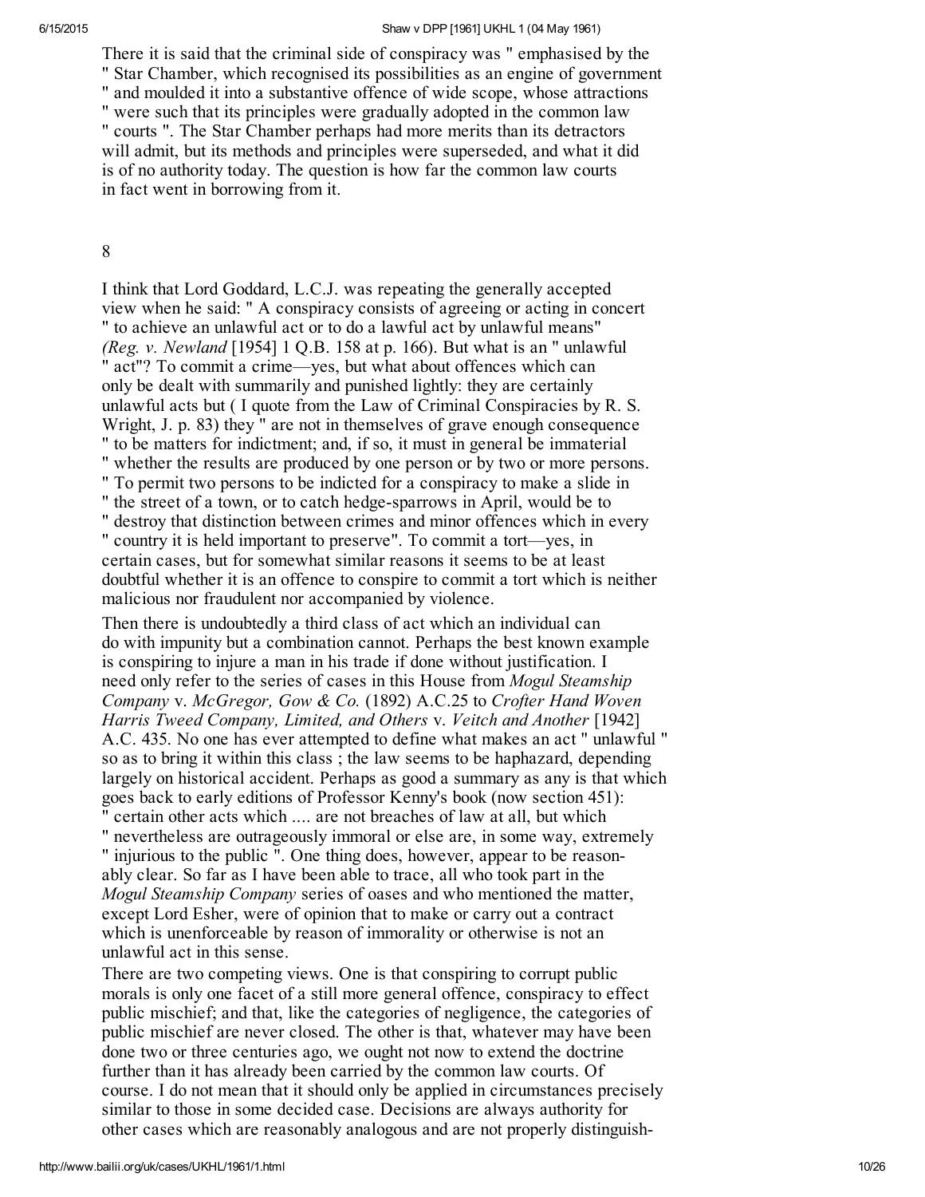There it is said that the criminal side of conspiracy was " emphasised by the " Star Chamber, which recognised its possibilities as an engine of government " and moulded it into a substantive offence of wide scope, whose attractions " were such that its principles were gradually adopted in the common law " courts ". The Star Chamber perhaps had more merits than its detractors will admit, but its methods and principles were superseded, and what it did is of no authority today. The question is how far the common law courts in fact went in borrowing from it.

8

I think that Lord Goddard, L.C.J. was repeating the generally accepted view when he said: " A conspiracy consists of agreeing or acting in concert " to achieve an unlawful act or to do a lawful act by unlawful means" *(Reg. v. Newland* [1954] 1 Q.B. 158 at p. 166). But what is an " unlawful " act"? To commit a crime—yes, but what about offences which can only be dealt with summarily and punished lightly: they are certainly unlawful acts but ( I quote from the Law of Criminal Conspiracies by R. S. Wright, J. p. 83) they " are not in themselves of grave enough consequence " to be matters for indictment; and, if so, it must in general be immaterial " whether the results are produced by one person or by two or more persons. " To permit two persons to be indicted for a conspiracy to make a slide in " the street of a town, or to catch hedge-sparrows in April, would be to " destroy that distinction between crimes and minor offences which in every " country it is held important to preserve". To commit a tort—yes, in certain cases, but for somewhat similar reasons it seems to be at least doubtful whether it is an offence to conspire to commit a tort which is neither malicious nor fraudulent nor accompanied by violence.

Then there is undoubtedly a third class of act which an individual can do with impunity but a combination cannot. Perhaps the best known example is conspiring to injure a man in his trade if done without justification. I need only refer to the series of cases in this House from *Mogul Steamship Company* v. *McGregor, Gow & Co.* (1892) A.C.25 to *Crofter Hand Woven Harris Tweed Company, Limited, and Others* v. *Veitch and Another* [1942] A.C. 435. No one has ever attempted to define what makes an act " unlawful " so as to bring it within this class ; the law seems to be haphazard, depending largely on historical accident. Perhaps as good a summary as any is that which goes back to early editions of Professor Kenny's book (now section 451): " certain other acts which .... are not breaches of law at all, but which " nevertheless are outrageously immoral or else are, in some way, extremely " injurious to the public ". One thing does, however, appear to be reasonably clear. So far as I have been able to trace, all who took part in the *Mogul Steamship Company* series of oases and who mentioned the matter, except Lord Esher, were of opinion that to make or carry out a contract which is unenforceable by reason of immorality or otherwise is not an unlawful act in this sense.

There are two competing views. One is that conspiring to corrupt public morals is only one facet of a still more general offence, conspiracy to effect public mischief; and that, like the categories of negligence, the categories of public mischief are never closed. The other is that, whatever may have been done two or three centuries ago, we ought not now to extend the doctrine further than it has already been carried by the common law courts. Of course. I do not mean that it should only be applied in circumstances precisely similar to those in some decided case. Decisions are always authority for other cases which are reasonably analogous and are not properly distinguish-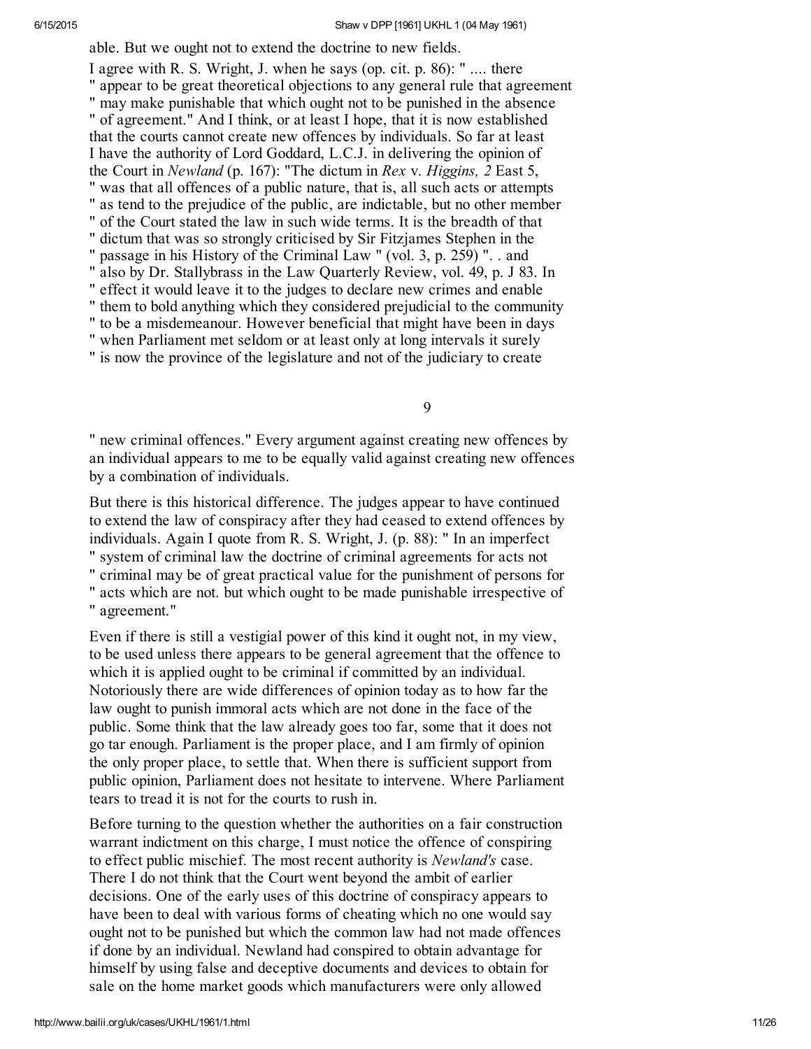able. But we ought not to extend the doctrine to new fields.

I agree with R. S. Wright, J. when he says (op. cit. p. 86): " .... there " appear to be great theoretical objections to any general rule that agreement " may make punishable that which ought not to be punished in the absence " of agreement." And I think, or at least I hope, that it is now established that the courts cannot create new offences by individuals. So far at least I have the authority of Lord Goddard, L.C.J. in delivering the opinion of the Court in *Newland* (p. 167): "The dictum in *Rex* v. *Higgins, 2* East 5, " was that all offences of a public nature, that is, all such acts or attempts " as tend to the prejudice of the public, are indictable, but no other member " of the Court stated the law in such wide terms. It is the breadth of that " dictum that was so strongly criticised by Sir Fitzjames Stephen in the " passage in his History of the Criminal Law " (vol. 3, p. 259) ". . and " also by Dr. Stallybrass in the Law Quarterly Review, vol. 49, p. J 83. In " effect it would leave it to the judges to declare new crimes and enable " them to bold anything which they considered prejudicial to the community " to be a misdemeanour. However beneficial that might have been in days " when Parliament met seldom or at least only at long intervals it surely " is now the province of the legislature and not of the judiciary to create

" new criminal offences." Every argument against creating new offences by an individual appears to me to be equally valid against creating new offences by a combination of individuals.

But there is this historical difference. The judges appear to have continued to extend the law of conspiracy after they had ceased to extend offences by individuals. Again I quote from R. S. Wright, J. (p. 88): " In an imperfect " system of criminal law the doctrine of criminal agreements for acts not " criminal may be of great practical value for the punishment of persons for " acts which are not. but which ought to be made punishable irrespective of " agreement."

Even if there is still a vestigial power of this kind it ought not, in my view, to be used unless there appears to be general agreement that the offence to which it is applied ought to be criminal if committed by an individual. Notoriously there are wide differences of opinion today as to how far the law ought to punish immoral acts which are not done in the face of the public. Some think that the law already goes too far, some that it does not go tar enough. Parliament is the proper place, and I am firmly of opinion the only proper place, to settle that. When there is sufficient support from public opinion, Parliament does not hesitate to intervene. Where Parliament tears to tread it is not for the courts to rush in.

Before turning to the question whether the authorities on a fair construction warrant indictment on this charge, I must notice the offence of conspiring to effect public mischief. The most recent authority is *Newland's* case. There I do not think that the Court went beyond the ambit of earlier decisions. One of the early uses of this doctrine of conspiracy appears to have been to deal with various forms of cheating which no one would say ought not to be punished but which the common law had not made offences if done by an individual. Newland had conspired to obtain advantage for himself by using false and deceptive documents and devices to obtain for sale on the home market goods which manufacturers were only allowed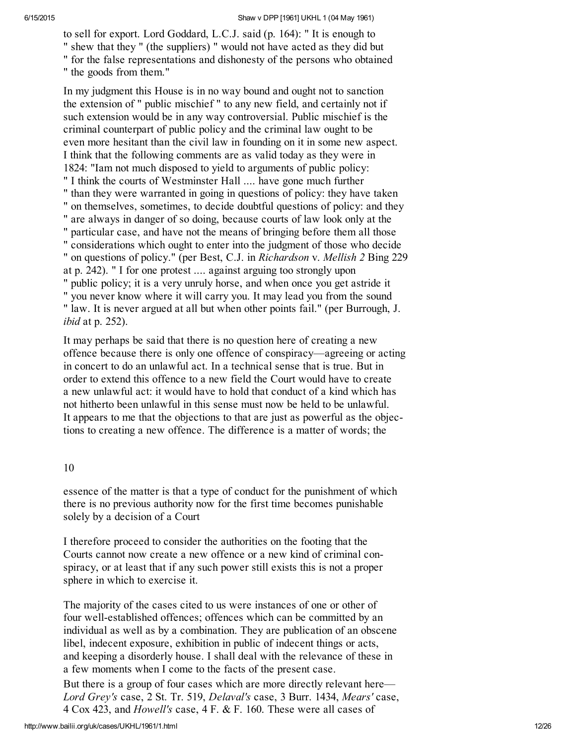to sell for export. Lord Goddard, L.C.J. said (p. 164): " It is enough to " shew that they " (the suppliers) " would not have acted as they did but " for the false representations and dishonesty of the persons who obtained " the goods from them."

In my judgment this House is in no way bound and ought not to sanction the extension of " public mischief " to any new field, and certainly not if such extension would be in any way controversial. Public mischief is the criminal counterpart of public policy and the criminal law ought to be even more hesitant than the civil law in founding on it in some new aspect. I think that the following comments are as valid today as they were in 1824: "Iam not much disposed to yield to arguments of public policy: " I think the courts of Westminster Hall .... have gone much further " than they were warranted in going in questions of policy: they have taken " on themselves, sometimes, to decide doubtful questions of policy: and they " are always in danger of so doing, because courts of law look only at the " particular case, and have not the means of bringing before them all those " considerations which ought to enter into the judgment of those who decide " on questions of policy." (per Best, C.J. in *Richardson* v. *Mellish 2* Bing 229 at p. 242). " I for one protest .... against arguing too strongly upon " public policy; it is a very unruly horse, and when once you get astride it " you never know where it will carry you. It may lead you from the sound " law. It is never argued at all but when other points fail." (per Burrough, J. *ibid* at p. 252).

It may perhaps be said that there is no question here of creating a new offence because there is only one offence of conspiracy—agreeing or acting in concert to do an unlawful act. In a technical sense that is true. But in order to extend this offence to a new field the Court would have to create a new unlawful act: it would have to hold that conduct of a kind which has not hitherto been unlawful in this sense must now be held to be unlawful. It appears to me that the objections to that are just as powerful as the objections to creating a new offence. The difference is a matter of words; the essence of the matter is that a type of conduct for the punishment of which there is no previous authority now for the first time becomes punishable solely by a decision of a Court

I therefore proceed to consider the authorities on the footing that the Courts cannot now create a new offence or a new kind of criminal conspiracy, or at least that if any such power still exists this is not a proper sphere in which to exercise it.

The majority of the cases cited to us were instances of one or other of four well-established offences; offences which can be committed by an individual as well as by a combination. They are publication of an obscene libel, indecent exposure, exhibition in public of indecent things or acts, and keeping a disorderly house. I shall deal with the relevance of these in a few moments when I come to the facts of the present case.

But there is a group of four cases which are more directly relevant here—*Lord Grey's* case, 2 St. Tr. 519, *Delaval's* case, 3 Burr. 1434, *Mears'* case, 4 Cox 423, and *Howell's* case, 4 F. & F. 160. These were all cases of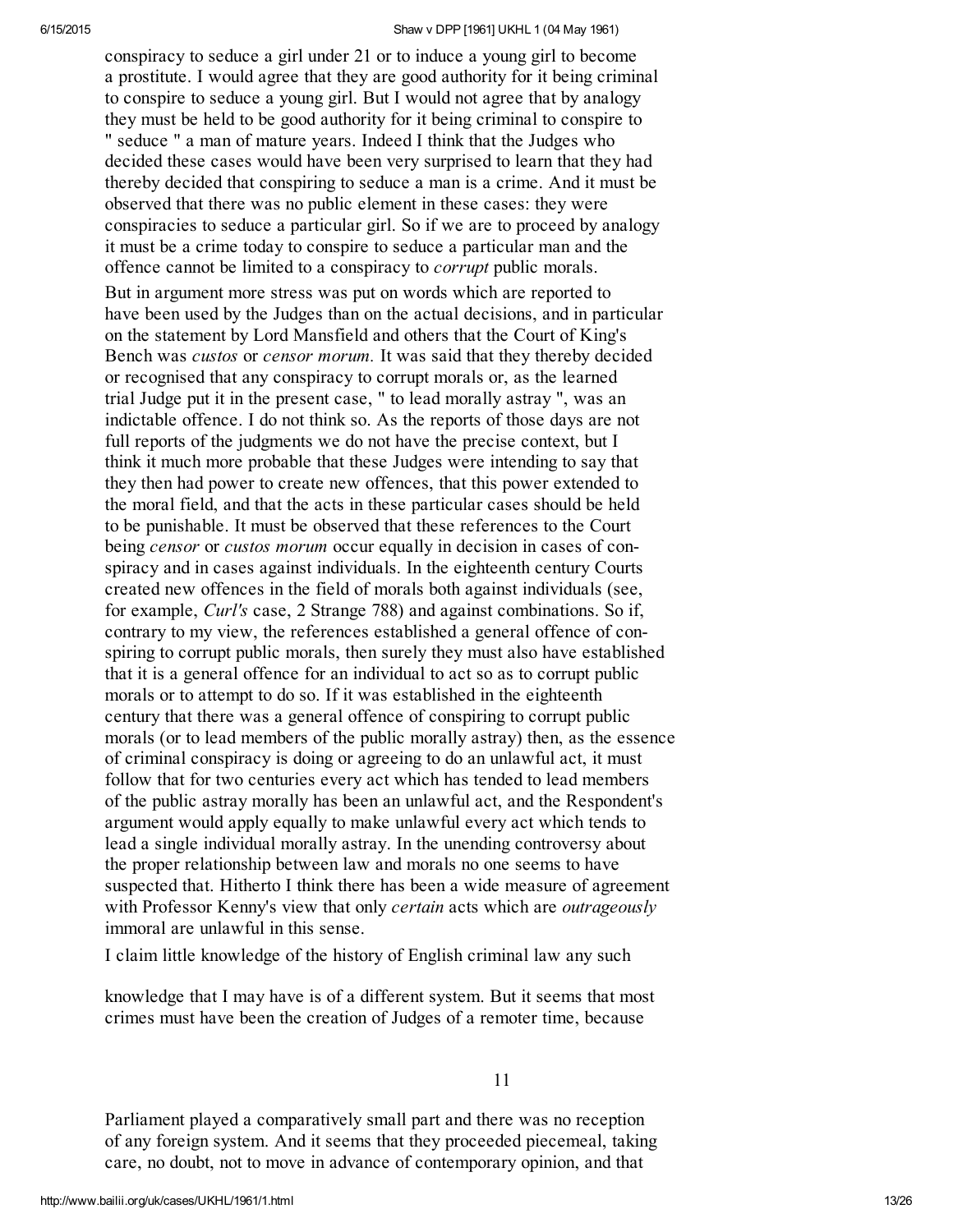conspiracy to seduce a girl under 21 or to induce a young girl to become a prostitute. I would agree that they are good authority for it being criminal to conspire to seduce a young girl. But I would not agree that by analogy they must be held to be good authority for it being criminal to conspire to " seduce " a man of mature years. Indeed I think that the Judges who decided these cases would have been very surprised to learn that they had thereby decided that conspiring to seduce a man is a crime. And it must be observed that there was no public element in these cases: they were conspiracies to seduce a particular girl. So if we are to proceed by analogy it must be a crime today to conspire to seduce a particular man and the offence cannot be limited to a conspiracy to *corrupt* public morals.

But in argument more stress was put on words which are reported to have been used by the Judges than on the actual decisions, and in particular on the statement by Lord Mansfield and others that the Court of King's Bench was *custos* or *censor morum.* It was said that they thereby decided or recognised that any conspiracy to corrupt morals or, as the learned trial Judge put it in the present case, " to lead morally astray ", was an indictable offence. I do not think so. As the reports of those days are not full reports of the judgments we do not have the precise context, but I think it much more probable that these Judges were intending to say that they then had power to create new offences, that this power extended to the moral field, and that the acts in these particular cases should be held to be punishable. It must be observed that these references to the Court being *censor* or *custos morum* occur equally in decision in cases of conspiracy and in cases against individuals. In the eighteenth century Courts created new offences in the field of morals both against individuals (see, for example, *Curl's* case, 2 Strange 788) and against combinations. So if, contrary to my view, the references established a general offence of conspiring to corrupt public morals, then surely they must also have established that it is a general offence for an individual to act so as to corrupt public morals or to attempt to do so. If it was established in the eighteenth century that there was a general offence of conspiring to corrupt public morals (or to lead members of the public morally astray) then, as the essence of criminal conspiracy is doing or agreeing to do an unlawful act, it must follow that for two centuries every act which has tended to lead members of the public astray morally has been an unlawful act, and the Respondent's argument would apply equally to make unlawful every act which tends to lead a single individual morally astray. In the unending controversy about the proper relationship between law and morals no one seems to have suspected that. Hitherto I think there has been a wide measure of agreement with Professor Kenny's view that only *certain* acts which are *outrageously* immoral are unlawful in this sense.

I claim little knowledge of the history of English criminal law any such knowledge that I may have is of a different system. But it seems that most crimes must have been the creation of Judges of a remoter time, because Parliament played a comparatively small part and there was no reception of any foreign system. And it seems that they proceeded piecemeal, taking care, no doubt, not to move in advance of contemporary opinion, and that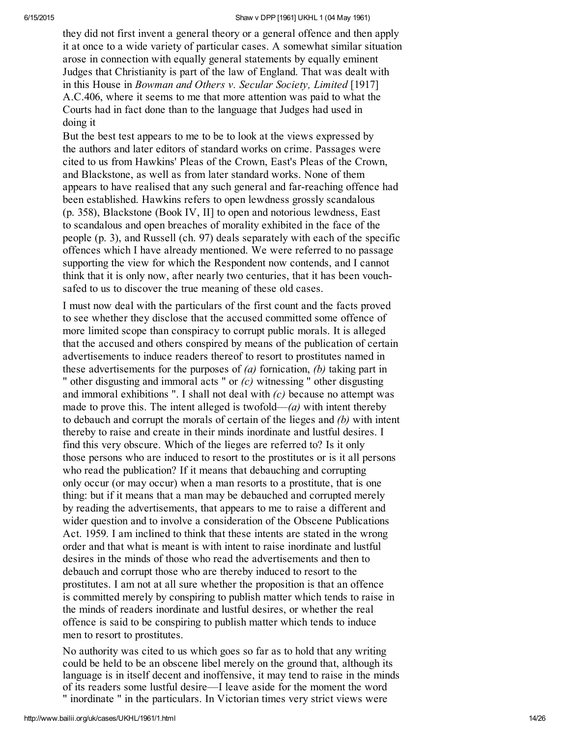they did not first invent a general theory or a general offence and then apply it at once to a wide variety of particular cases. A somewhat similar situation arose in connection with equally general statements by equally eminent Judges that Christianity is part of the law of England. That was dealt with in this House in *Bowman and Others v. Secular Society, Limited* [1917] A.C.406, where it seems to me that more attention was paid to what the Courts had in fact done than to the language that Judges had used in doing it

But the best test appears to me to be to look at the views expressed by the authors and later editors of standard works on crime. Passages were cited to us from Hawkins' Pleas of the Crown, East's Pleas of the Crown, and Blackstone, as well as from later standard works. None of them appears to have realised that any such general and far-reaching offence had been established. Hawkins refers to open lewdness grossly scandalous (p. 358), Blackstone (Book IV, II] to open and notorious lewdness, East to scandalous and open breaches of morality exhibited in the face of the people (p. 3), and Russell (ch. 97) deals separately with each of the specific offences which I have already mentioned. We were referred to no passage supporting the view for which the Respondent now contends, and I cannot think that it is only now, after nearly two centuries, that it has been vouchsafed to us to discover the true meaning of these old cases.

I must now deal with the particulars of the first count and the facts proved to see whether they disclose that the accused committed some offence of more limited scope than conspiracy to corrupt public morals. It is alleged that the accused and others conspired by means of the publication of certain advertisements to induce readers thereof to resort to prostitutes named in these advertisements for the purposes of *(a)* fornication, *(b)* taking part in " other disgusting and immoral acts " or *(c)* witnessing " other disgusting and immoral exhibitions ". I shall not deal with *(c)* because no attempt was made to prove this. The intent alleged is twofold—*(a)* with intent thereby to debauch and corrupt the morals of certain of the lieges and *(b)* with intent thereby to raise and create in their minds inordinate and lustful desires. I find this very obscure. Which of the lieges are referred to? Is it only those persons who are induced to resort to the prostitutes or is it all persons who read the publication? If it means that debauching and corrupting only occur (or may occur) when a man resorts to a prostitute, that is one thing: but if it means that a man may be debauched and corrupted merely by reading the advertisements, that appears to me to raise a different and wider question and to involve a consideration of the Obscene Publications Act. 1959. I am inclined to think that these intents are stated in the wrong order and that what is meant is with intent to raise inordinate and lustful desires in the minds of those who read the advertisements and then to debauch and corrupt those who are thereby induced to resort to the prostitutes. I am not at all sure whether the proposition is that an offence is committed merely by conspiring to publish matter which tends to raise in the minds of readers inordinate and lustful desires, or whether the real offence is said to be conspiring to publish matter which tends to induce men to resort to prostitutes.

No authority was cited to us which goes so far as to hold that any writing could be held to be an obscene libel merely on the ground that, although its language is in itself decent and inoffensive, it may tend to raise in the minds of its readers some lustful desire—I leave aside for the moment the word " inordinate " in the particulars. In Victorian times very strict views were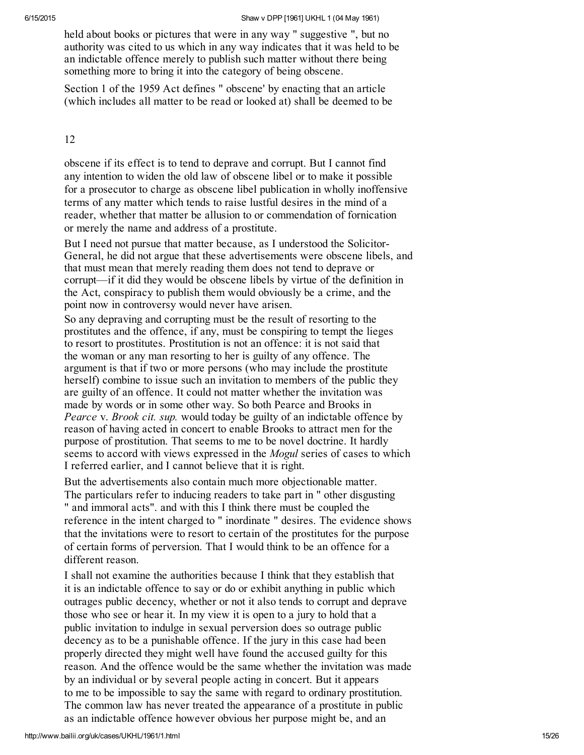held about books or pictures that were in any way " suggestive ", but no authority was cited to us which in any way indicates that it was held to be an indictable offence merely to publish such matter without there being something more to bring it into the category of being obscene.

Section 1 of the 1959 Act defines " obscene' by enacting that an article (which includes all matter to be read or looked at) shall be deemed to be

12

obscene if its effect is to tend to deprave and corrupt. But I cannot find any intention to widen the old law of obscene libel or to make it possible for a prosecutor to charge as obscene libel publication in wholly inoffensive terms of any matter which tends to raise lustful desires in the mind of a reader, whether that matter be allusion to or commendation of fornication or merely the name and address of a prostitute.

But I need not pursue that matter because, as I understood the Solicitor-General, he did not argue that these advertisements were obscene libels, and that must mean that merely reading them does not tend to deprave or corrupt—if it did they would be obscene libels by virtue of the definition in the Act, conspiracy to publish them would obviously be a crime, and the point now in controversy would never have arisen.

So any depraving and corrupting must be the result of resorting to the prostitutes and the offence, if any, must be conspiring to tempt the lieges to resort to prostitutes. Prostitution is not an offence: it is not said that the woman or any man resorting to her is guilty of any offence. The argument is that if two or more persons (who may include the prostitute herself) combine to issue such an invitation to members of the public they are guilty of an offence. It could not matter whether the invitation was made by words or in some other way. So both Pearce and Brooks in *Pearce* v. *Brook cit. sup.* would today be guilty of an indictable offence by reason of having acted in concert to enable Brooks to attract men for the purpose of prostitution. That seems to me to be novel doctrine. It hardly seems to accord with views expressed in the *Mogul* series of cases to which I referred earlier, and I cannot believe that it is right.

But the advertisements also contain much more objectionable matter. The particulars refer to inducing readers to take part in " other disgusting " and immoral acts". and with this I think there must be coupled the reference in the intent charged to " inordinate " desires. The evidence shows that the invitations were to resort to certain of the prostitutes for the purpose of certain forms of perversion. That I would think to be an offence for a different reason.

I shall not examine the authorities because I think that they establish that it is an indictable offence to say or do or exhibit anything in public which outrages public decency, whether or not it also tends to corrupt and deprave those who see or hear it. In my view it is open to a jury to hold that a public invitation to indulge in sexual perversion does so outrage public decency as to be a punishable offence. If the jury in this case had been properly directed they might well have found the accused guilty for this reason. And the offence would be the same whether the invitation was made by an individual or by several people acting in concert. But it appears to me to be impossible to say the same with regard to ordinary prostitution. The common law has never treated the appearance of a prostitute in public as an indictable offence however obvious her purpose might be, and an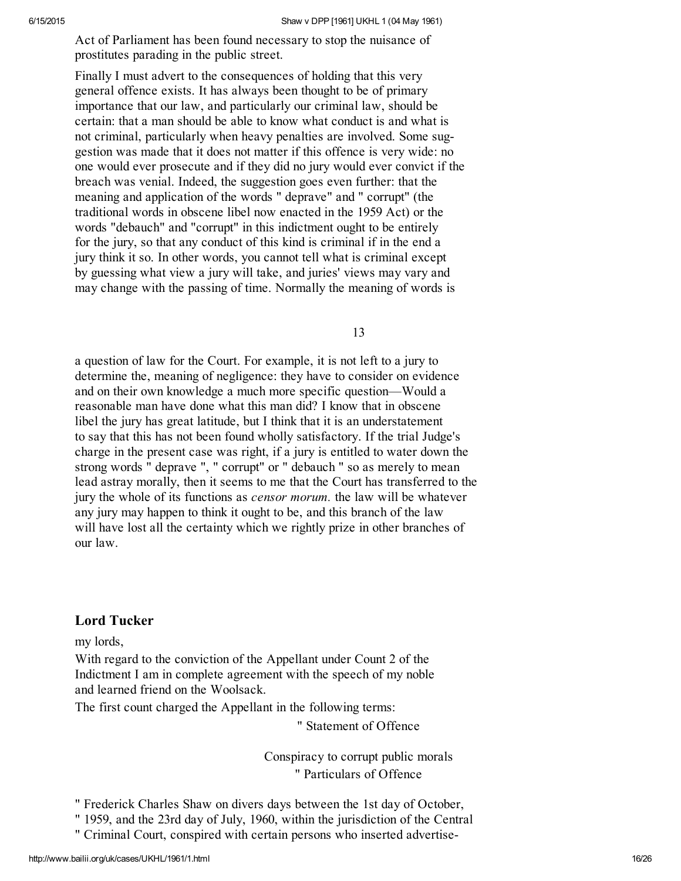Act of Parliament has been found necessary to stop the nuisance of prostitutes parading in the public street.

Finally I must advert to the consequences of holding that this very general offence exists. It has always been thought to be of primary importance that our law, and particularly our criminal law, should be certain: that a man should be able to know what conduct is and what is not criminal, particularly when heavy penalties are involved. Some suggestion was made that it does not matter if this offence is very wide: no one would ever prosecute and if they did no jury would ever convict if the breach was venial. Indeed, the suggestion goes even further: that the meaning and application of the words " deprave" and " corrupt" (the traditional words in obscene libel now enacted in the 1959 Act) or the words "debauch" and "corrupt" in this indictment ought to be entirely for the jury, so that any conduct of this kind is criminal if in the end a jury think it so. In other words, you cannot tell what is criminal except by guessing what view a jury will take, and juries' views may vary and may change with the passing of time. Normally the meaning of words is a question of law for the Court. For example, it is not left to a jury to determine the, meaning of negligence: they have to consider on evidence and on their own knowledge a much more specific question—Would a reasonable man have done what this man did? I know that in obscene libel the jury has great latitude, but I think that it is an understatement to say that this has not been found wholly satisfactory. If the trial Judge's charge in the present case was right, if a jury is entitled to water down the strong words " deprave ", " corrupt" or " debauch " so as merely to mean lead astray morally, then it seems to me that the Court has transferred to the jury the whole of its functions as *censor morum.* the law will be whatever any jury may happen to think it ought to be, and this branch of the law will have lost all the certainty which we rightly prize in other branches of our law.

## Lord Tucker

my lords,

With regard to the conviction of the Appellant under Count 2 of the Indictment I am in complete agreement with the speech of my noble and learned friend on the Woolsack.

The first count charged the Appellant in the following terms:

" Statement of Offence

Conspiracy to corrupt public morals

" Particulars of Offence

" Frederick Charles Shaw on divers days between the 1st day of October, " 1959, and the 23rd day of July, 1960, within the jurisdiction of the Central " Criminal Court, conspired with certain persons who inserted advertise-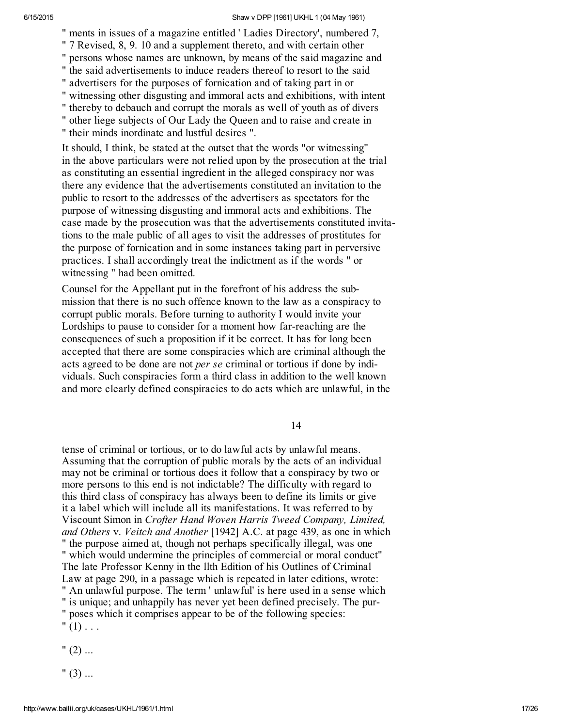" ments in issues of a magazine entitled ' Ladies Directory', numbered 7,
" 7 Revised, 8, 9. 10 and a supplement thereto, and with certain other
" persons whose names are unknown, by means of the said magazine and
" the said advertisements to induce readers thereof to resort to the said
" advertisers for the purposes of fornication and of taking part in or
" witnessing other disgusting and immoral acts and exhibitions, with intent
" thereby to debauch and corrupt the morals as well of youth as of divers
" other liege subjects of Our Lady the Queen and to raise and create in
" their minds inordinate and lustful desires ".

It should, I think, be stated at the outset that the words "or witnessing" in the above particulars were not relied upon by the prosecution at the trial as constituting an essential ingredient in the alleged conspiracy nor was there any evidence that the advertisements constituted an invitation to the public to resort to the addresses of the advertisers as spectators for the purpose of witnessing disgusting and immoral acts and exhibitions. The case made by the prosecution was that the advertisements constituted invitations to the male public of all ages to visit the addresses of prostitutes for the purpose of fornication and in some instances taking part in perversive practices. I shall accordingly treat the indictment as if the words " or witnessing " had been omitted.

Counsel for the Appellant put in the forefront of his address the submission that there is no such offence known to the law as a conspiracy to corrupt public morals. Before turning to authority I would invite your Lordships to pause to consider for a moment how far-reaching are the consequences of such a proposition if it be correct. It has for long been accepted that there are some conspiracies which are criminal although the acts agreed to be done are not *per se* criminal or tortious if done by individuals. Such conspiracies form a third class in addition to the well known and more clearly defined conspiracies to do acts which are unlawful, in the tense of criminal or tortious, or to do lawful acts by unlawful means. Assuming that the corruption of public morals by the acts of an individual may not be criminal or tortious does it follow that a conspiracy by two or more persons to this end is not indictable? The difficulty with regard to this third class of conspiracy has always been to define its limits or give it a label which will include all its manifestations. It was referred to by Viscount Simon in *Crofter Hand Woven Harris Tweed Company, Limited, and Others* v. *Veitch and Another* [1942] A.C. at page 439, as one in which
" the purpose aimed at, though not perhaps specifically illegal, was one
" which would undermine the principles of commercial or moral conduct"
The late Professor Kenny in the llth Edition of his Outlines of Criminal Law at page 290, in a passage which is repeated in later editions, wrote:
" An unlawful purpose. The term ' unlawful' is here used in a sense which
" is unique; and unhappily has never yet been defined precisely. The pur-
" poses which it comprises appear to be of the following species:
" (1) . . .

" (2) ...

" (3) ...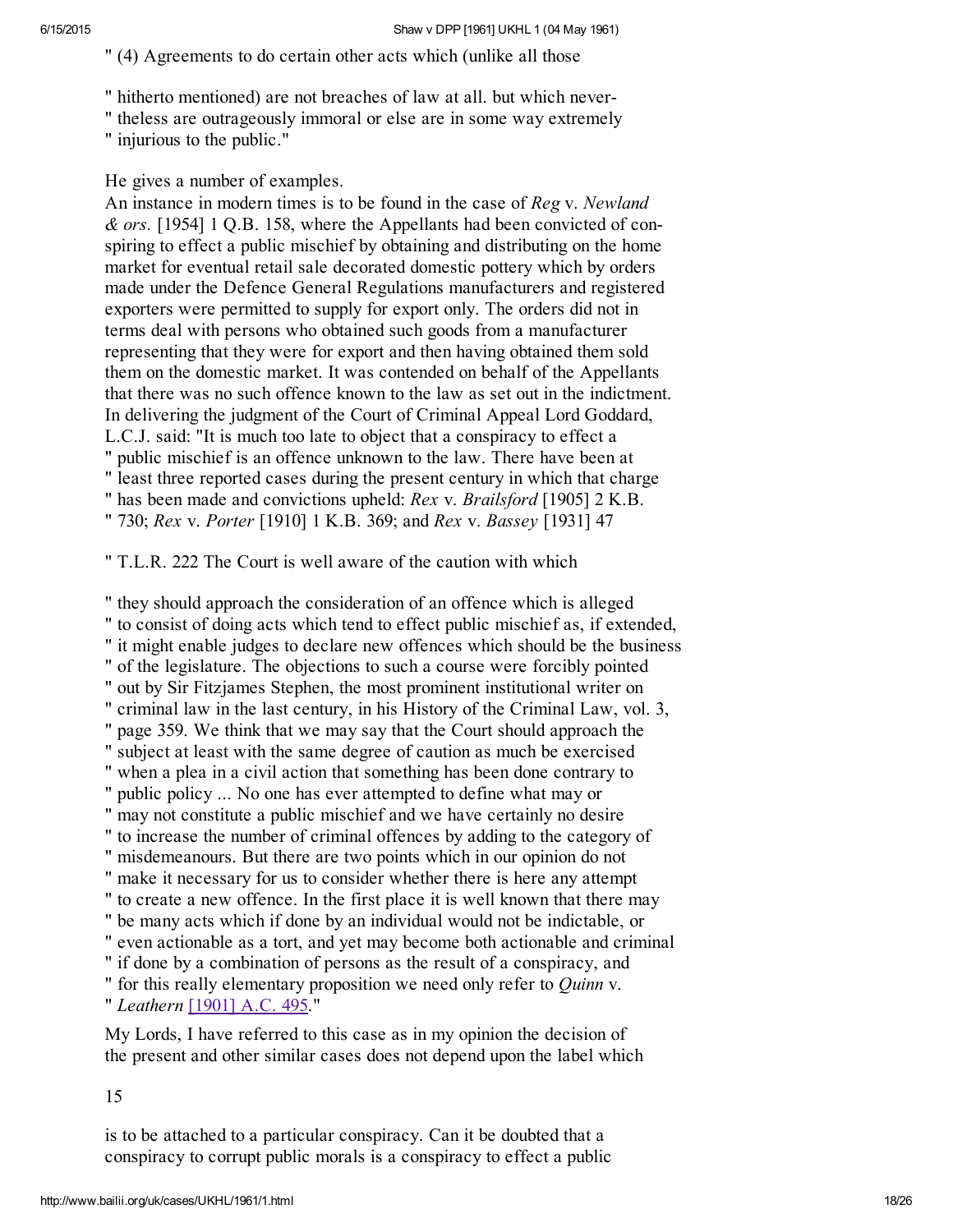" (4) Agreements to do certain other acts which (unlike all those

" hitherto mentioned) are not breaches of law at all. but which never-
" theless are outrageously immoral or else are in some way extremely
" injurious to the public."

He gives a number of examples.

An instance in modern times is to be found in the case of *Reg* v. *Newland & ors.* [1954] 1 Q.B. 158, where the Appellants had been convicted of conspiring to effect a public mischief by obtaining and distributing on the home market for eventual retail sale decorated domestic pottery which by orders made under the Defence General Regulations manufacturers and registered exporters were permitted to supply for export only. The orders did not in terms deal with persons who obtained such goods from a manufacturer representing that they were for export and then having obtained them sold them on the domestic market. It was contended on behalf of the Appellants that there was no such offence known to the law as set out in the indictment. In delivering the judgment of the Court of Criminal Appeal Lord Goddard, L.C.J. said: "It is much too late to object that a conspiracy to effect a
" public mischief is an offence unknown to the law. There have been at
" least three reported cases during the present century in which that charge
" has been made and convictions upheld: *Rex* v. *Brailsford* [1905] 2 K.B.
" 730; *Rex* v. *Porter* [1910] 1 K.B. 369; and *Rex* v. *Bassey* [1931] 47

" T.L.R. 222 The Court is well aware of the caution with which

" they should approach the consideration of an offence which is alleged
" to consist of doing acts which tend to effect public mischief as, if extended,
" it might enable judges to declare new offences which should be the business
" of the legislature. The objections to such a course were forcibly pointed
" out by Sir Fitzjames Stephen, the most prominent institutional writer on
" criminal law in the last century, in his History of the Criminal Law, vol. 3,
" page 359. We think that we may say that the Court should approach the
" subject at least with the same degree of caution as much be exercised
" when a plea in a civil action that something has been done contrary to
" public policy ... No one has ever attempted to define what may or
" may not constitute a public mischief and we have certainly no desire
" to increase the number of criminal offences by adding to the category of
" misdemeanours. But there are two points which in our opinion do not
" make it necessary for us to consider whether there is here any attempt
" to create a new offence. In the first place it is well known that there may
" be many acts which if done by an individual would not be indictable, or
" even actionable as a tort, and yet may become both actionable and criminal
" if done by a combination of persons as the result of a conspiracy, and
" for this really elementary proposition we need only refer to *Quinn* v.
" *Leathern* [1901] A.C. 495."

My Lords, I have referred to this case as in my opinion the decision of the present and other similar cases does not depend upon the label which

15

is to be attached to a particular conspiracy. Can it be doubted that a conspiracy to corrupt public morals is a conspiracy to effect a public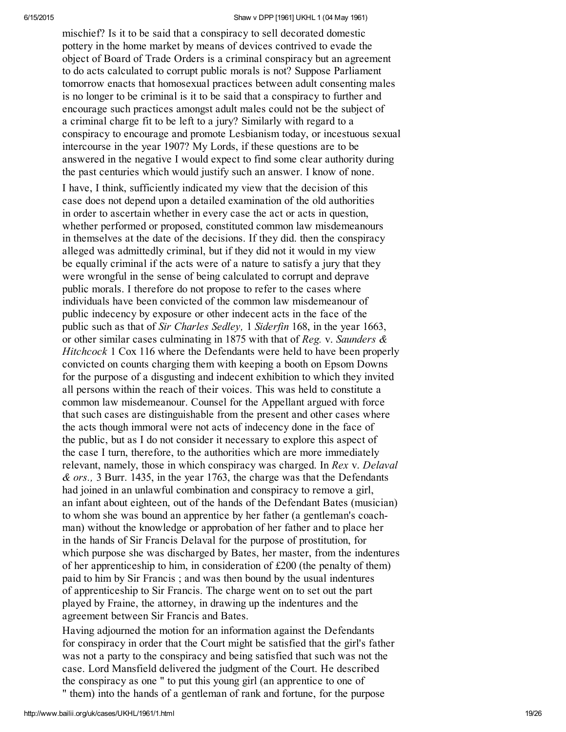mischief? Is it to be said that a conspiracy to sell decorated domestic pottery in the home market by means of devices contrived to evade the object of Board of Trade Orders is a criminal conspiracy but an agreement to do acts calculated to corrupt public morals is not? Suppose Parliament tomorrow enacts that homosexual practices between adult consenting males is no longer to be criminal is it to be said that a conspiracy to further and encourage such practices amongst adult males could not be the subject of a criminal charge fit to be left to a jury? Similarly with regard to a conspiracy to encourage and promote Lesbianism today, or incestuous sexual intercourse in the year 1907? My Lords, if these questions are to be answered in the negative I would expect to find some clear authority during the past centuries which would justify such an answer. I know of none.

I have, I think, sufficiently indicated my view that the decision of this case does not depend upon a detailed examination of the old authorities in order to ascertain whether in every case the act or acts in question, whether performed or proposed, constituted common law misdemeanours in themselves at the date of the decisions. If they did. then the conspiracy alleged was admittedly criminal, but if they did not it would in my view be equally criminal if the acts were of a nature to satisfy a jury that they were wrongful in the sense of being calculated to corrupt and deprave public morals. I therefore do not propose to refer to the cases where individuals have been convicted of the common law misdemeanour of public indecency by exposure or other indecent acts in the face of the public such as that of *Sir Charles Sedley,* 1 *Siderfin* 168, in the year 1663, or other similar cases culminating in 1875 with that of *Reg.* v. *Saunders & Hitchcock* 1 Cox 116 where the Defendants were held to have been properly convicted on counts charging them with keeping a booth on Epsom Downs for the purpose of a disgusting and indecent exhibition to which they invited all persons within the reach of their voices. This was held to constitute a common law misdemeanour. Counsel for the Appellant argued with force that such cases are distinguishable from the present and other cases where the acts though immoral were not acts of indecency done in the face of the public, but as I do not consider it necessary to explore this aspect of the case I turn, therefore, to the authorities which are more immediately relevant, namely, those in which conspiracy was charged. In *Rex* v. *Delaval & ors.,* 3 Burr. 1435, in the year 1763, the charge was that the Defendants had joined in an unlawful combination and conspiracy to remove a girl, an infant about eighteen, out of the hands of the Defendant Bates (musician) to whom she was bound an apprentice by her father (a gentleman's coach-man) without the knowledge or approbation of her father and to place her in the hands of Sir Francis Delaval for the purpose of prostitution, for which purpose she was discharged by Bates, her master, from the indentures of her apprenticeship to him, in consideration of £200 (the penalty of them) paid to him by Sir Francis ; and was then bound by the usual indentures of apprenticeship to Sir Francis. The charge went on to set out the part played by Fraine, the attorney, in drawing up the indentures and the agreement between Sir Francis and Bates.

Having adjourned the motion for an information against the Defendants for conspiracy in order that the Court might be satisfied that the girl's father was not a party to the conspiracy and being satisfied that such was not the case. Lord Mansfield delivered the judgment of the Court. He described the conspiracy as one " to put this young girl (an apprentice to one of " them) into the hands of a gentleman of rank and fortune, for the purpose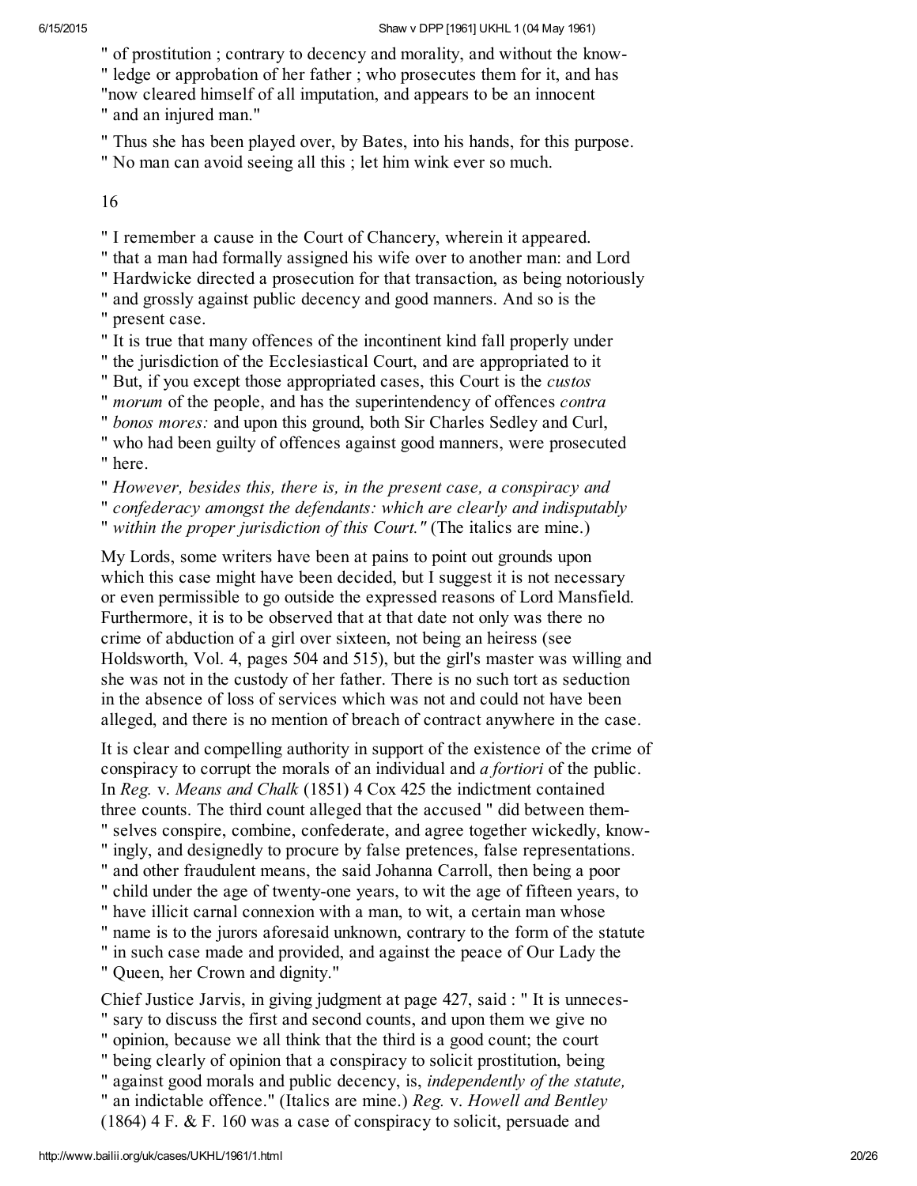" of prostitution ; contrary to decency and morality, and without the know-
" ledge or approbation of her father ; who prosecutes them for it, and has
"now cleared himself of all imputation, and appears to be an innocent
" and an injured man."

" Thus she has been played over, by Bates, into his hands, for this purpose.
" No man can avoid seeing all this ; let him wink ever so much.

16

" I remember a cause in the Court of Chancery, wherein it appeared.
" that a man had formally assigned his wife over to another man: and Lord
" Hardwicke directed a prosecution for that transaction, as being notoriously
" and grossly against public decency and good manners. And so is the
" present case.
" It is true that many offences of the incontinent kind fall properly under
" the jurisdiction of the Ecclesiastical Court, and are appropriated to it
" But, if you except those appropriated cases, this Court is the *custos*
" *morum* of the people, and has the superintendency of offences *contra*
" *bonos mores:* and upon this ground, both Sir Charles Sedley and Curl,
" who had been guilty of offences against good manners, were prosecuted
" here.
" *However, besides this, there is, in the present case, a conspiracy and*
" *confederacy amongst the defendants: which are clearly and indisputably*
" *within the proper jurisdiction of this Court."* (The italics are mine.)

My Lords, some writers have been at pains to point out grounds upon which this case might have been decided, but I suggest it is not necessary or even permissible to go outside the expressed reasons of Lord Mansfield. Furthermore, it is to be observed that at that date not only was there no crime of abduction of a girl over sixteen, not being an heiress (see Holdsworth, Vol. 4, pages 504 and 515), but the girl's master was willing and she was not in the custody of her father. There is no such tort as seduction in the absence of loss of services which was not and could not have been alleged, and there is no mention of breach of contract anywhere in the case.

It is clear and compelling authority in support of the existence of the crime of conspiracy to corrupt the morals of an individual and *a fortiori* of the public. In *Reg.* v. *Means and Chalk* (1851) 4 Cox 425 the indictment contained three counts. The third count alleged that the accused " did between them-
" selves conspire, combine, confederate, and agree together wickedly, know-
" ingly, and designedly to procure by false pretences, false representations.
" and other fraudulent means, the said Johanna Carroll, then being a poor
" child under the age of twenty-one years, to wit the age of fifteen years, to
" have illicit carnal connexion with a man, to wit, a certain man whose
" name is to the jurors aforesaid unknown, contrary to the form of the statute
" in such case made and provided, and against the peace of Our Lady the
" Queen, her Crown and dignity."

Chief Justice Jarvis, in giving judgment at page 427, said : " It is unneces-
" sary to discuss the first and second counts, and upon them we give no
" opinion, because we all think that the third is a good count; the court
" being clearly of opinion that a conspiracy to solicit prostitution, being
" against good morals and public decency, is, *independently of the statute,*
" an indictable offence." (Italics are mine.) *Reg.* v. *Howell and Bentley* (1864) 4 F. & F. 160 was a case of conspiracy to solicit, persuade and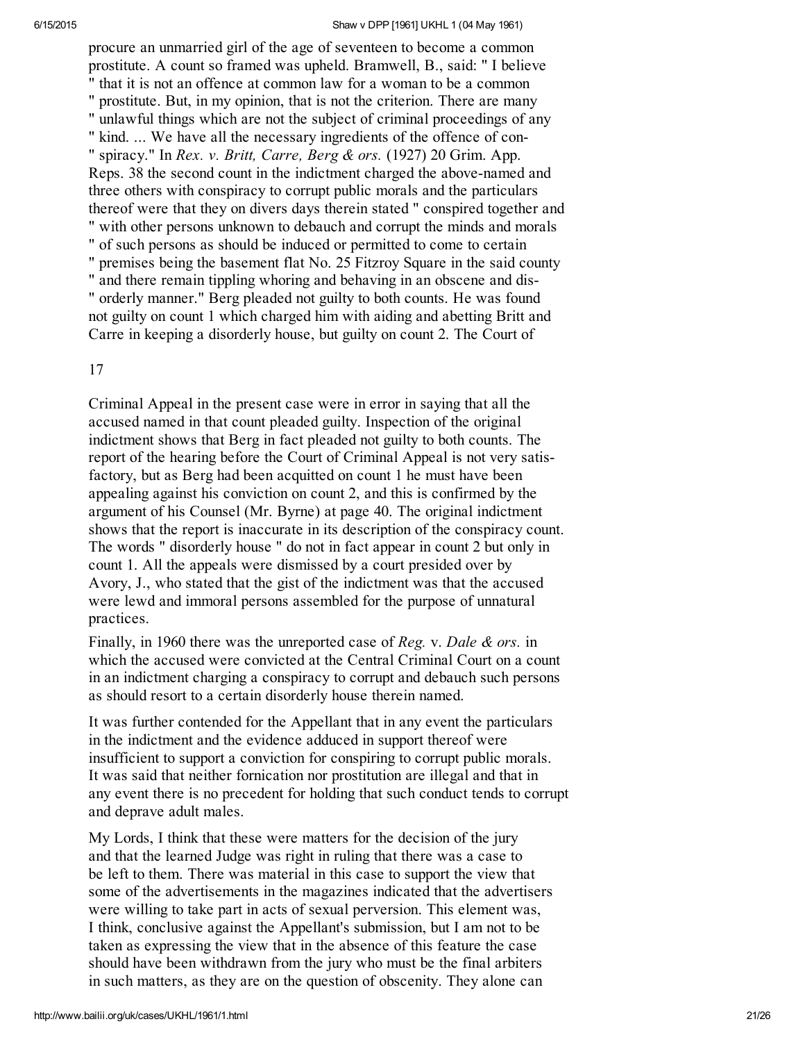procure an unmarried girl of the age of seventeen to become a common prostitute. A count so framed was upheld. Bramwell, B., said: " I believe " that it is not an offence at common law for a woman to be a common " prostitute. But, in my opinion, that is not the criterion. There are many " unlawful things which are not the subject of criminal proceedings of any " kind. ... We have all the necessary ingredients of the offence of con- " spiracy." In *Rex. v. Britt, Carre, Berg & ors.* (1927) 20 Grim. App. Reps. 38 the second count in the indictment charged the above-named and three others with conspiracy to corrupt public morals and the particulars thereof were that they on divers days therein stated " conspired together and " with other persons unknown to debauch and corrupt the minds and morals " of such persons as should be induced or permitted to come to certain " premises being the basement flat No. 25 Fitzroy Square in the said county " and there remain tippling whoring and behaving in an obscene and dis- " orderly manner." Berg pleaded not guilty to both counts. He was found not guilty on count 1 which charged him with aiding and abetting Britt and Carre in keeping a disorderly house, but guilty on count 2. The Court of

17

Criminal Appeal in the present case were in error in saying that all the accused named in that count pleaded guilty. Inspection of the original indictment shows that Berg in fact pleaded not guilty to both counts. The report of the hearing before the Court of Criminal Appeal is not very satisfactory, but as Berg had been acquitted on count 1 he must have been appealing against his conviction on count 2, and this is confirmed by the argument of his Counsel (Mr. Byrne) at page 40. The original indictment shows that the report is inaccurate in its description of the conspiracy count. The words " disorderly house " do not in fact appear in count 2 but only in count 1. All the appeals were dismissed by a court presided over by Avory, J., who stated that the gist of the indictment was that the accused were lewd and immoral persons assembled for the purpose of unnatural practices.

Finally, in 1960 there was the unreported case of *Reg.* v. *Dale & ors.* in which the accused were convicted at the Central Criminal Court on a count in an indictment charging a conspiracy to corrupt and debauch such persons as should resort to a certain disorderly house therein named.

It was further contended for the Appellant that in any event the particulars in the indictment and the evidence adduced in support thereof were insufficient to support a conviction for conspiring to corrupt public morals. It was said that neither fornication nor prostitution are illegal and that in any event there is no precedent for holding that such conduct tends to corrupt and deprave adult males.

My Lords, I think that these were matters for the decision of the jury and that the learned Judge was right in ruling that there was a case to be left to them. There was material in this case to support the view that some of the advertisements in the magazines indicated that the advertisers were willing to take part in acts of sexual perversion. This element was, I think, conclusive against the Appellant's submission, but I am not to be taken as expressing the view that in the absence of this feature the case should have been withdrawn from the jury who must be the final arbiters in such matters, as they are on the question of obscenity. They alone can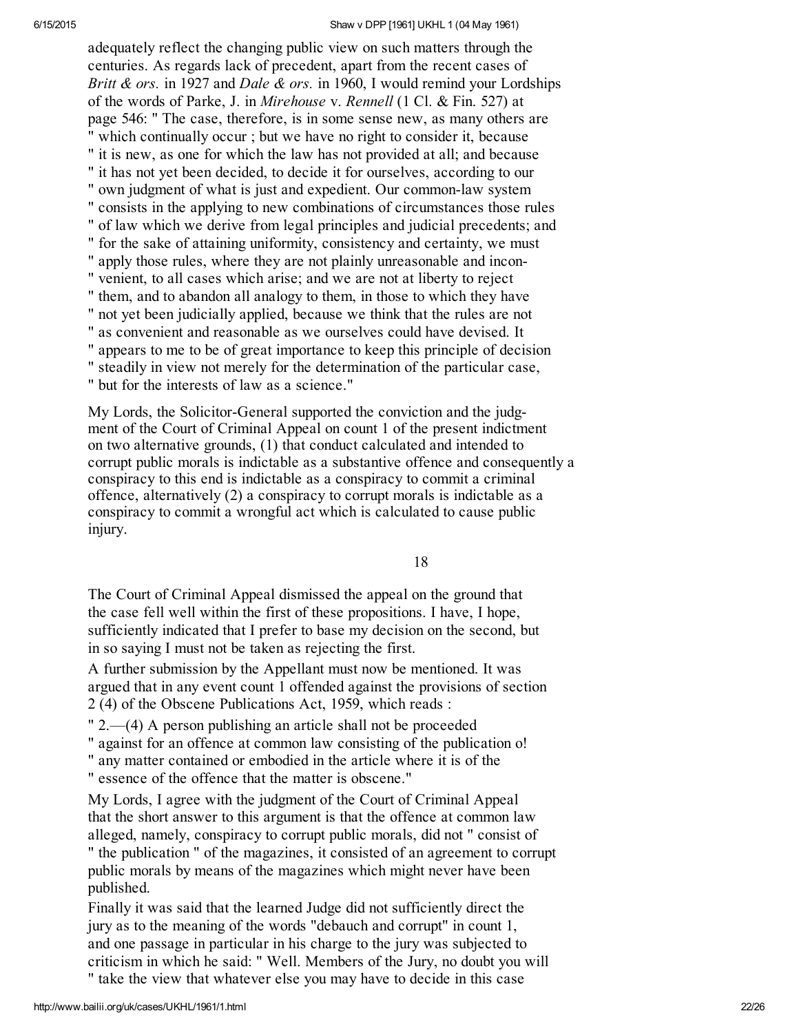adequately reflect the changing public view on such matters through the centuries. As regards lack of precedent, apart from the recent cases of *Britt & ors.* in 1927 and *Dale & ors.* in 1960, I would remind your Lordships of the words of Parke, J. in *Mirehouse* v. *Rennell* (1 Cl. & Fin. 527) at page 546: " The case, therefore, is in some sense new, as many others are " which continually occur ; but we have no right to consider it, because " it is new, as one for which the law has not provided at all; and because " it has not yet been decided, to decide it for ourselves, according to our " own judgment of what is just and expedient. Our common-law system " consists in the applying to new combinations of circumstances those rules " of law which we derive from legal principles and judicial precedents; and " for the sake of attaining uniformity, consistency and certainty, we must " apply those rules, where they are not plainly unreasonable and incon- " venient, to all cases which arise; and we are not at liberty to reject " them, and to abandon all analogy to them, in those to which they have " not yet been judicially applied, because we think that the rules are not " as convenient and reasonable as we ourselves could have devised. It " appears to me to be of great importance to keep this principle of decision " steadily in view not merely for the determination of the particular case, " but for the interests of law as a science."

My Lords, the Solicitor-General supported the conviction and the judgment of the Court of Criminal Appeal on count 1 of the present indictment on two alternative grounds, (1) that conduct calculated and intended to corrupt public morals is indictable as a substantive offence and consequently a conspiracy to this end is indictable as a conspiracy to commit a criminal offence, alternatively (2) a conspiracy to corrupt morals is indictable as a conspiracy to commit a wrongful act which is calculated to cause public injury.

18

The Court of Criminal Appeal dismissed the appeal on the ground that the case fell well within the first of these propositions. I have, I hope, sufficiently indicated that I prefer to base my decision on the second, but in so saying I must not be taken as rejecting the first.

A further submission by the Appellant must now be mentioned. It was argued that in any event count 1 offended against the provisions of section 2 (4) of the Obscene Publications Act, 1959, which reads :

" 2.—(4) A person publishing an article shall not be proceeded " against for an offence at common law consisting of the publication o! " any matter contained or embodied in the article where it is of the " essence of the offence that the matter is obscene."

My Lords, I agree with the judgment of the Court of Criminal Appeal that the short answer to this argument is that the offence at common law alleged, namely, conspiracy to corrupt public morals, did not " consist of " the publication " of the magazines, it consisted of an agreement to corrupt public morals by means of the magazines which might never have been published.

Finally it was said that the learned Judge did not sufficiently direct the jury as to the meaning of the words "debauch and corrupt" in count 1, and one passage in particular in his charge to the jury was subjected to criticism in which he said: " Well. Members of the Jury, no doubt you will " take the view that whatever else you may have to decide in this case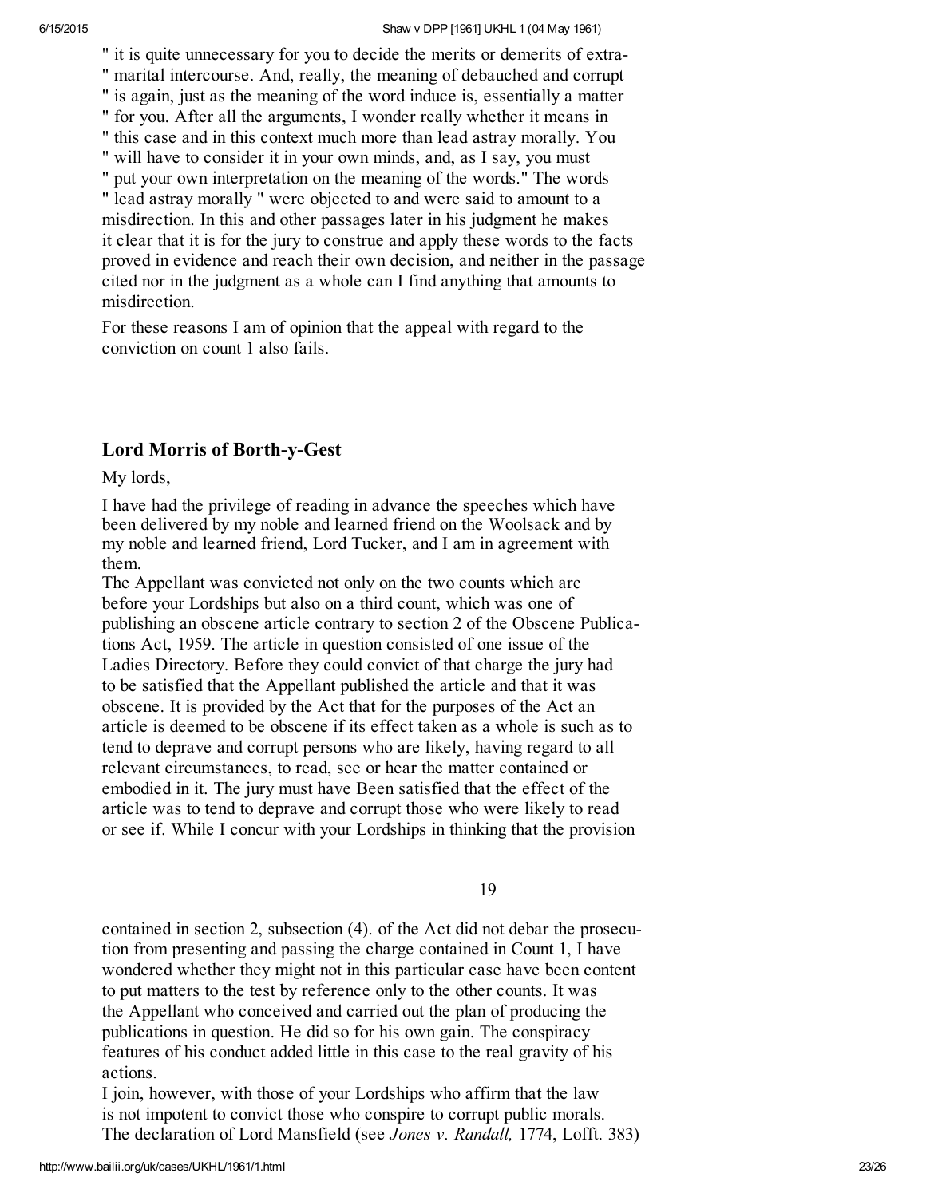" it is quite unnecessary for you to decide the merits or demerits of extra-
" marital intercourse. And, really, the meaning of debauched and corrupt
" is again, just as the meaning of the word induce is, essentially a matter
" for you. After all the arguments, I wonder really whether it means in
" this case and in this context much more than lead astray morally. You
" will have to consider it in your own minds, and, as I say, you must
" put your own interpretation on the meaning of the words." The words
" lead astray morally " were objected to and were said to amount to a misdirection. In this and other passages later in his judgment he makes it clear that it is for the jury to construe and apply these words to the facts proved in evidence and reach their own decision, and neither in the passage cited nor in the judgment as a whole can I find anything that amounts to misdirection.

For these reasons I am of opinion that the appeal with regard to the conviction on count 1 also fails.

### Lord Morris of Borth-y-Gest

My lords,

I have had the privilege of reading in advance the speeches which have been delivered by my noble and learned friend on the Woolsack and by my noble and learned friend, Lord Tucker, and I am in agreement with them.

The Appellant was convicted not only on the two counts which are before your Lordships but also on a third count, which was one of publishing an obscene article contrary to section 2 of the Obscene Publications Act, 1959. The article in question consisted of one issue of the Ladies Directory. Before they could convict of that charge the jury had to be satisfied that the Appellant published the article and that it was obscene. It is provided by the Act that for the purposes of the Act an article is deemed to be obscene if its effect taken as a whole is such as to tend to deprave and corrupt persons who are likely, having regard to all relevant circumstances, to read, see or hear the matter contained or embodied in it. The jury must have Been satisfied that the effect of the article was to tend to deprave and corrupt those who were likely to read or see if. While I concur with your Lordships in thinking that the provision

19

contained in section 2, subsection (4). of the Act did not debar the prosecution from presenting and passing the charge contained in Count 1, I have wondered whether they might not in this particular case have been content to put matters to the test by reference only to the other counts. It was the Appellant who conceived and carried out the plan of producing the publications in question. He did so for his own gain. The conspiracy features of his conduct added little in this case to the real gravity of his actions.

I join, however, with those of your Lordships who affirm that the law is not impotent to convict those who conspire to corrupt public morals. The declaration of Lord Mansfield (see *Jones v. Randall,* 1774, Lofft. 383)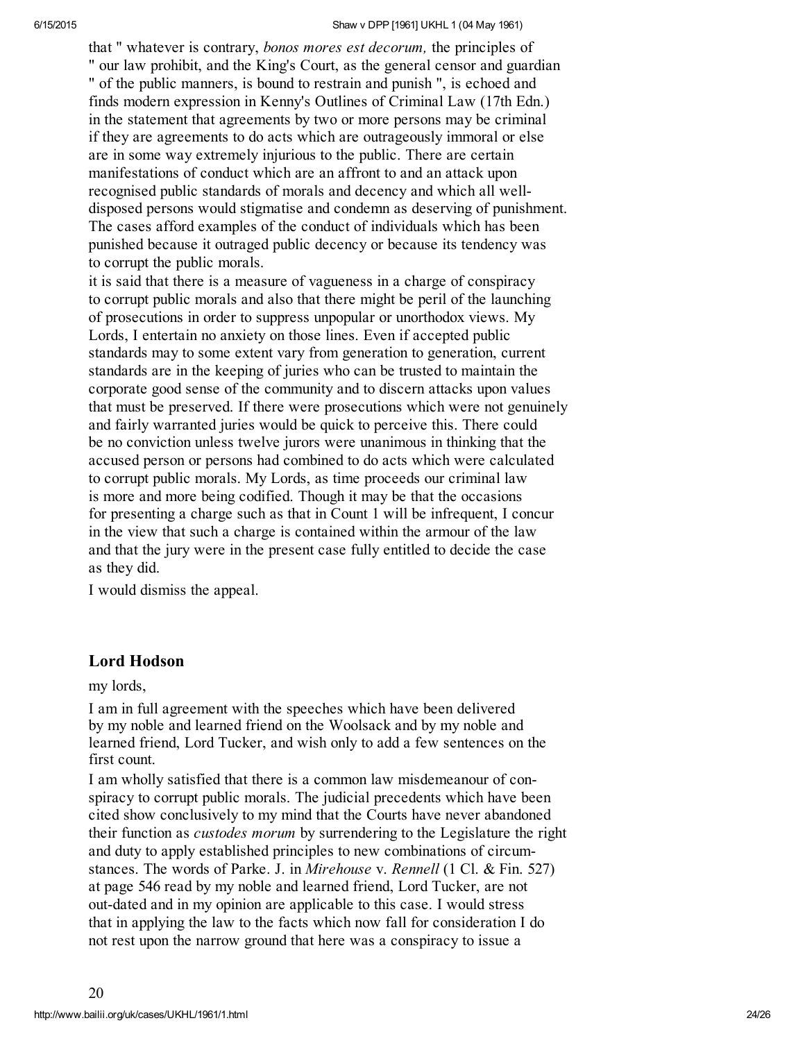that " whatever is contrary, *bonos mores est decorum,* the principles of " our law prohibit, and the King's Court, as the general censor and guardian " of the public manners, is bound to restrain and punish ", is echoed and finds modern expression in Kenny's Outlines of Criminal Law (17th Edn.) in the statement that agreements by two or more persons may be criminal if they are agreements to do acts which are outrageously immoral or else are in some way extremely injurious to the public. There are certain manifestations of conduct which are an affront to and an attack upon recognised public standards of morals and decency and which all well-disposed persons would stigmatise and condemn as deserving of punishment. The cases afford examples of the conduct of individuals which has been punished because it outraged public decency or because its tendency was to corrupt the public morals.

it is said that there is a measure of vagueness in a charge of conspiracy to corrupt public morals and also that there might be peril of the launching of prosecutions in order to suppress unpopular or unorthodox views. My Lords, I entertain no anxiety on those lines. Even if accepted public standards may to some extent vary from generation to generation, current standards are in the keeping of juries who can be trusted to maintain the corporate good sense of the community and to discern attacks upon values that must be preserved. If there were prosecutions which were not genuinely and fairly warranted juries would be quick to perceive this. There could be no conviction unless twelve jurors were unanimous in thinking that the accused person or persons had combined to do acts which were calculated to corrupt public morals. My Lords, as time proceeds our criminal law is more and more being codified. Though it may be that the occasions for presenting a charge such as that in Count 1 will be infrequent, I concur in the view that such a charge is contained within the armour of the law and that the jury were in the present case fully entitled to decide the case as they did.

I would dismiss the appeal.

## Lord Hodson

my lords,

I am in full agreement with the speeches which have been delivered by my noble and learned friend on the Woolsack and by my noble and learned friend, Lord Tucker, and wish only to add a few sentences on the first count.

I am wholly satisfied that there is a common law misdemeanour of conspiracy to corrupt public morals. The judicial precedents which have been cited show conclusively to my mind that the Courts have never abandoned their function as *custodes morum* by surrendering to the Legislature the right and duty to apply established principles to new combinations of circumstances. The words of Parke. J. in *Mirehouse* v. *Rennell* (1 Cl. & Fin. 527) at page 546 read by my noble and learned friend, Lord Tucker, are not out-dated and in my opinion are applicable to this case. I would stress that in applying the law to the facts which now fall for consideration I do not rest upon the narrow ground that here was a conspiracy to issue a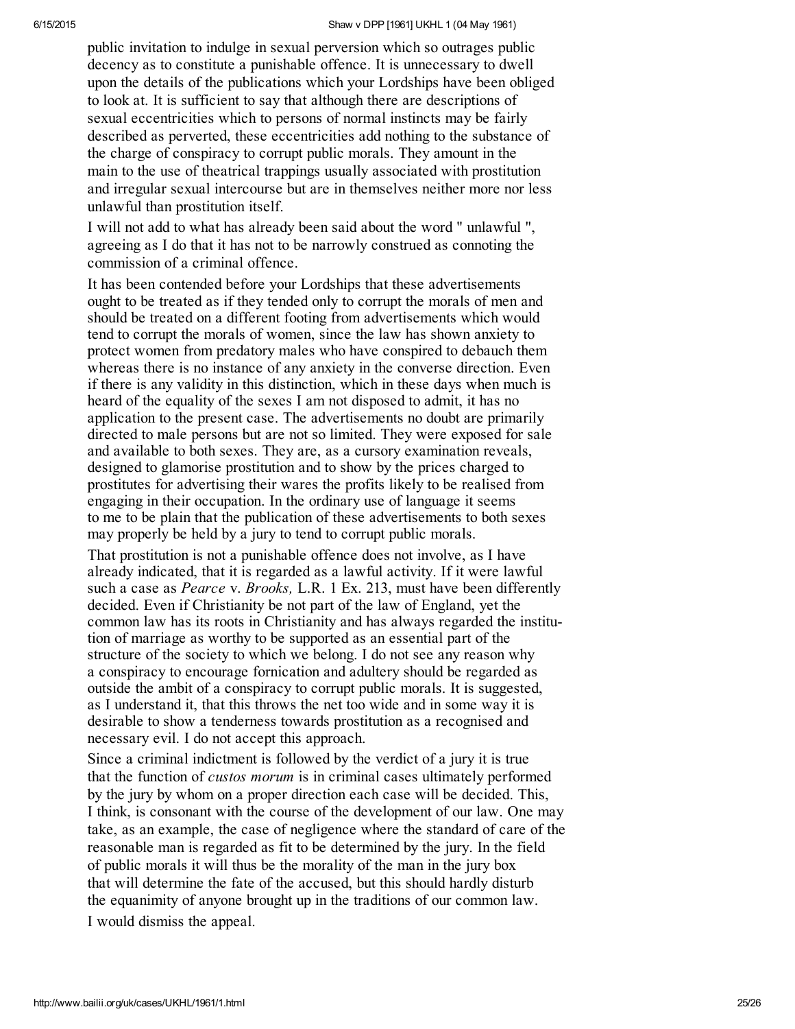public invitation to indulge in sexual perversion which so outrages public decency as to constitute a punishable offence. It is unnecessary to dwell upon the details of the publications which your Lordships have been obliged to look at. It is sufficient to say that although there are descriptions of sexual eccentricities which to persons of normal instincts may be fairly described as perverted, these eccentricities add nothing to the substance of the charge of conspiracy to corrupt public morals. They amount in the main to the use of theatrical trappings usually associated with prostitution and irregular sexual intercourse but are in themselves neither more nor less unlawful than prostitution itself.

I will not add to what has already been said about the word " unlawful ", agreeing as I do that it has not to be narrowly construed as connoting the commission of a criminal offence.

It has been contended before your Lordships that these advertisements ought to be treated as if they tended only to corrupt the morals of men and should be treated on a different footing from advertisements which would tend to corrupt the morals of women, since the law has shown anxiety to protect women from predatory males who have conspired to debauch them whereas there is no instance of any anxiety in the converse direction. Even if there is any validity in this distinction, which in these days when much is heard of the equality of the sexes I am not disposed to admit, it has no application to the present case. The advertisements no doubt are primarily directed to male persons but are not so limited. They were exposed for sale and available to both sexes. They are, as a cursory examination reveals, designed to glamorise prostitution and to show by the prices charged to prostitutes for advertising their wares the profits likely to be realised from engaging in their occupation. In the ordinary use of language it seems to me to be plain that the publication of these advertisements to both sexes may properly be held by a jury to tend to corrupt public morals.

That prostitution is not a punishable offence does not involve, as I have already indicated, that it is regarded as a lawful activity. If it were lawful such a case as *Pearce* v. *Brooks,* L.R. 1 Ex. 213, must have been differently decided. Even if Christianity be not part of the law of England, yet the common law has its roots in Christianity and has always regarded the institution of marriage as worthy to be supported as an essential part of the structure of the society to which we belong. I do not see any reason why a conspiracy to encourage fornication and adultery should be regarded as outside the ambit of a conspiracy to corrupt public morals. It is suggested, as I understand it, that this throws the net too wide and in some way it is desirable to show a tenderness towards prostitution as a recognised and necessary evil. I do not accept this approach.

Since a criminal indictment is followed by the verdict of a jury it is true that the function of *custos morum* is in criminal cases ultimately performed by the jury by whom on a proper direction each case will be decided. This, I think, is consonant with the course of the development of our law. One may take, as an example, the case of negligence where the standard of care of the reasonable man is regarded as fit to be determined by the jury. In the field of public morals it will thus be the morality of the man in the jury box that will determine the fate of the accused, but this should hardly disturb the equanimity of anyone brought up in the traditions of our common law.

I would dismiss the appeal.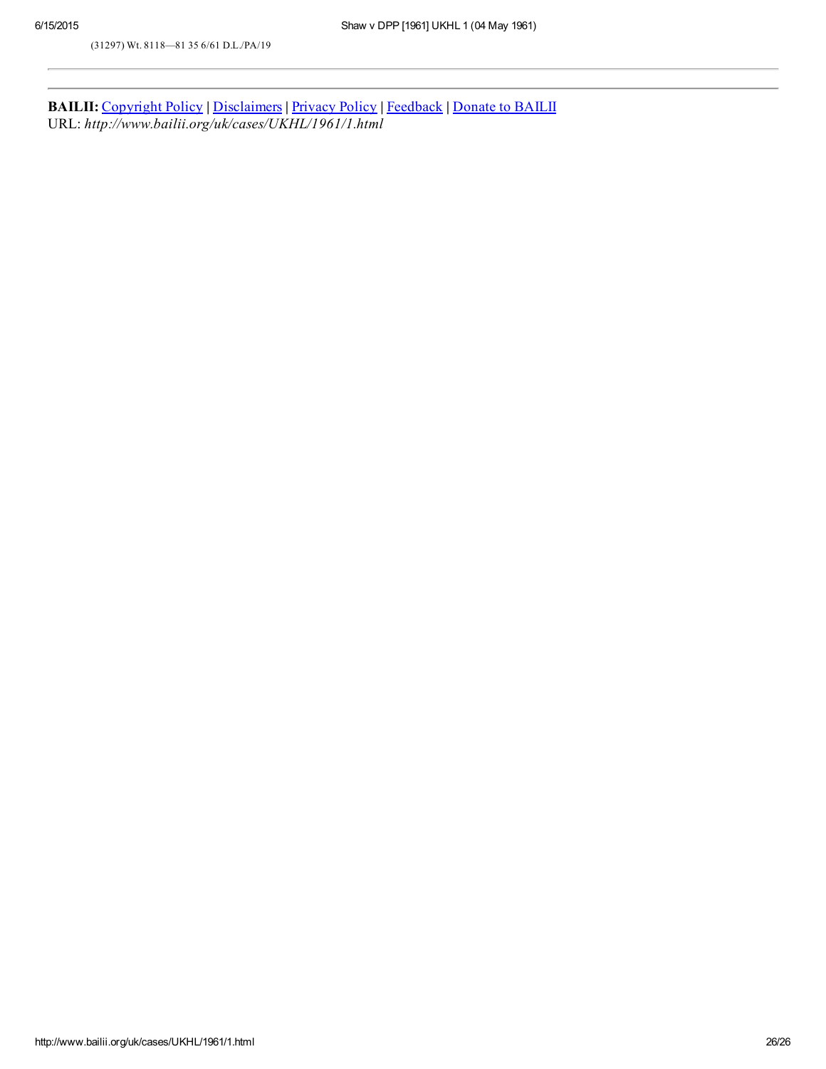(31297) Wt. 8118—81 35 6/61 D.L./PA/19

---

**BAILII:** Copyright Policy | Disclaimers | Privacy Policy | Feedback | Donate to BAILII
URL: *http://www.bailii.org/uk/cases/UKHL/1961/1.html*